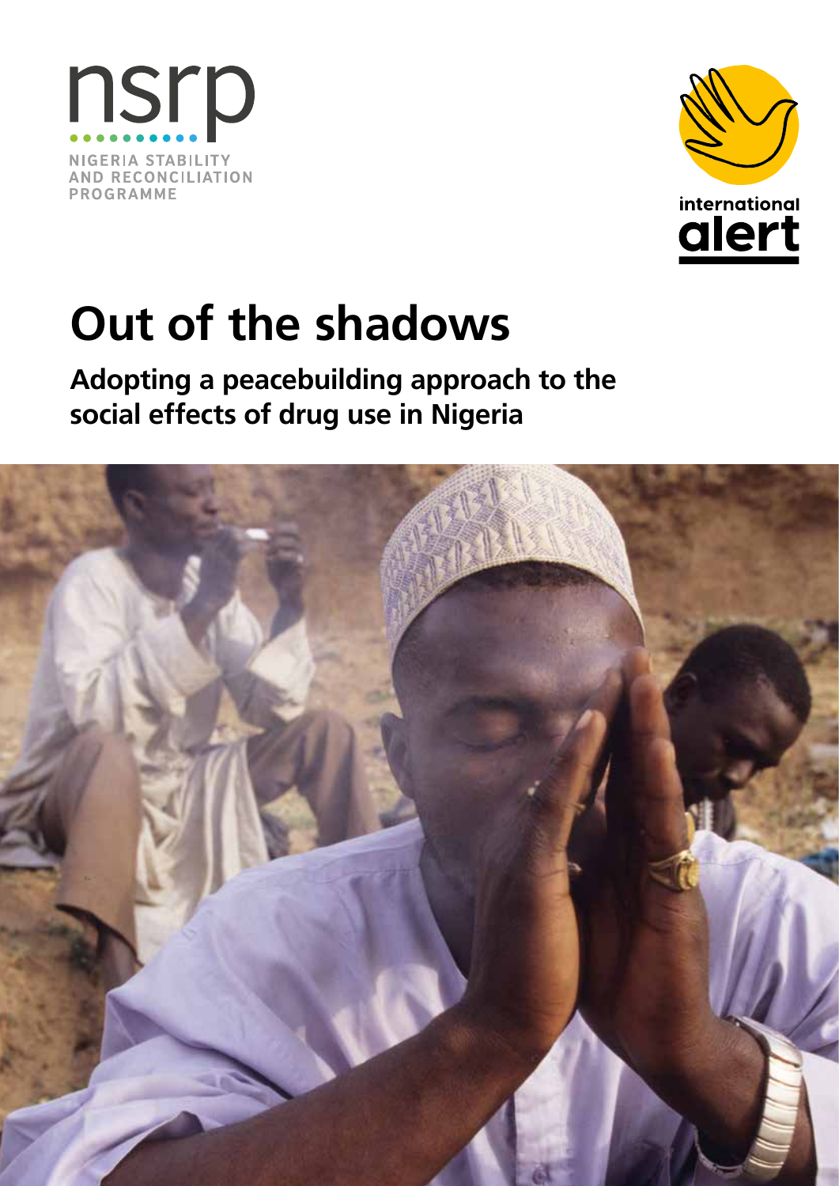nsrp

NIGERIA STABILITY AND RECONCILIATION PROGRAMME

international alert

# Out of the shadows

## Adopting a peacebuilding approach to the social effects of drug use in Nigeria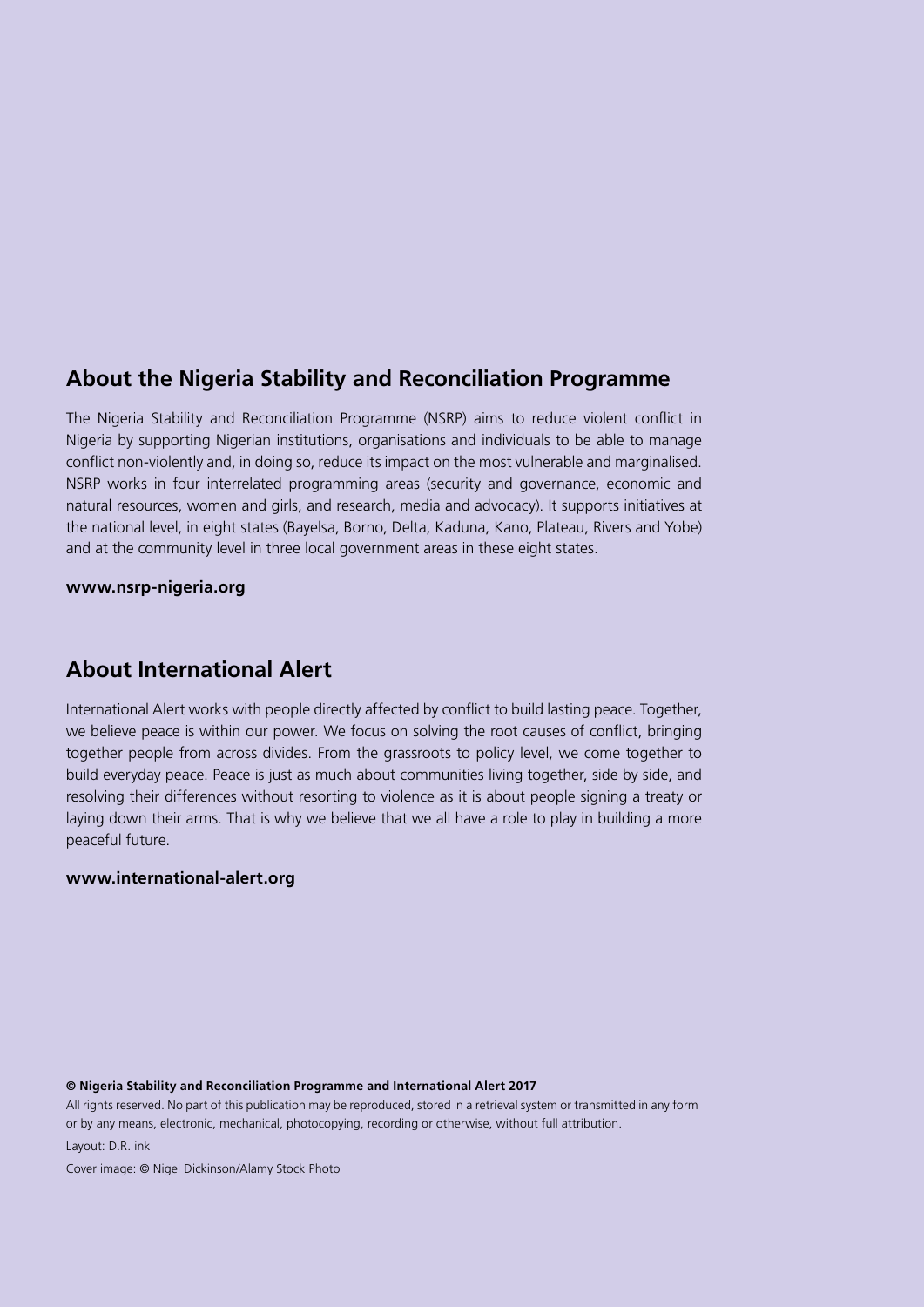## About the Nigeria Stability and Reconciliation Programme

The Nigeria Stability and Reconciliation Programme (NSRP) aims to reduce violent conflict in Nigeria by supporting Nigerian institutions, organisations and individuals to be able to manage conflict non-violently and, in doing so, reduce its impact on the most vulnerable and marginalised. NSRP works in four interrelated programming areas (security and governance, economic and natural resources, women and girls, and research, media and advocacy). It supports initiatives at the national level, in eight states (Bayelsa, Borno, Delta, Kaduna, Kano, Plateau, Rivers and Yobe) and at the community level in three local government areas in these eight states.

**www.nsrp-nigeria.org**

## About International Alert

International Alert works with people directly affected by conflict to build lasting peace. Together, we believe peace is within our power. We focus on solving the root causes of conflict, bringing together people from across divides. From the grassroots to policy level, we come together to build everyday peace. Peace is just as much about communities living together, side by side, and resolving their differences without resorting to violence as it is about people signing a treaty or laying down their arms. That is why we believe that we all have a role to play in building a more peaceful future.

**www.international-alert.org**

**© Nigeria Stability and Reconciliation Programme and International Alert 2017**

All rights reserved. No part of this publication may be reproduced, stored in a retrieval system or transmitted in any form or by any means, electronic, mechanical, photocopying, recording or otherwise, without full attribution.

Layout: D.R. ink

Cover image: © Nigel Dickinson/Alamy Stock Photo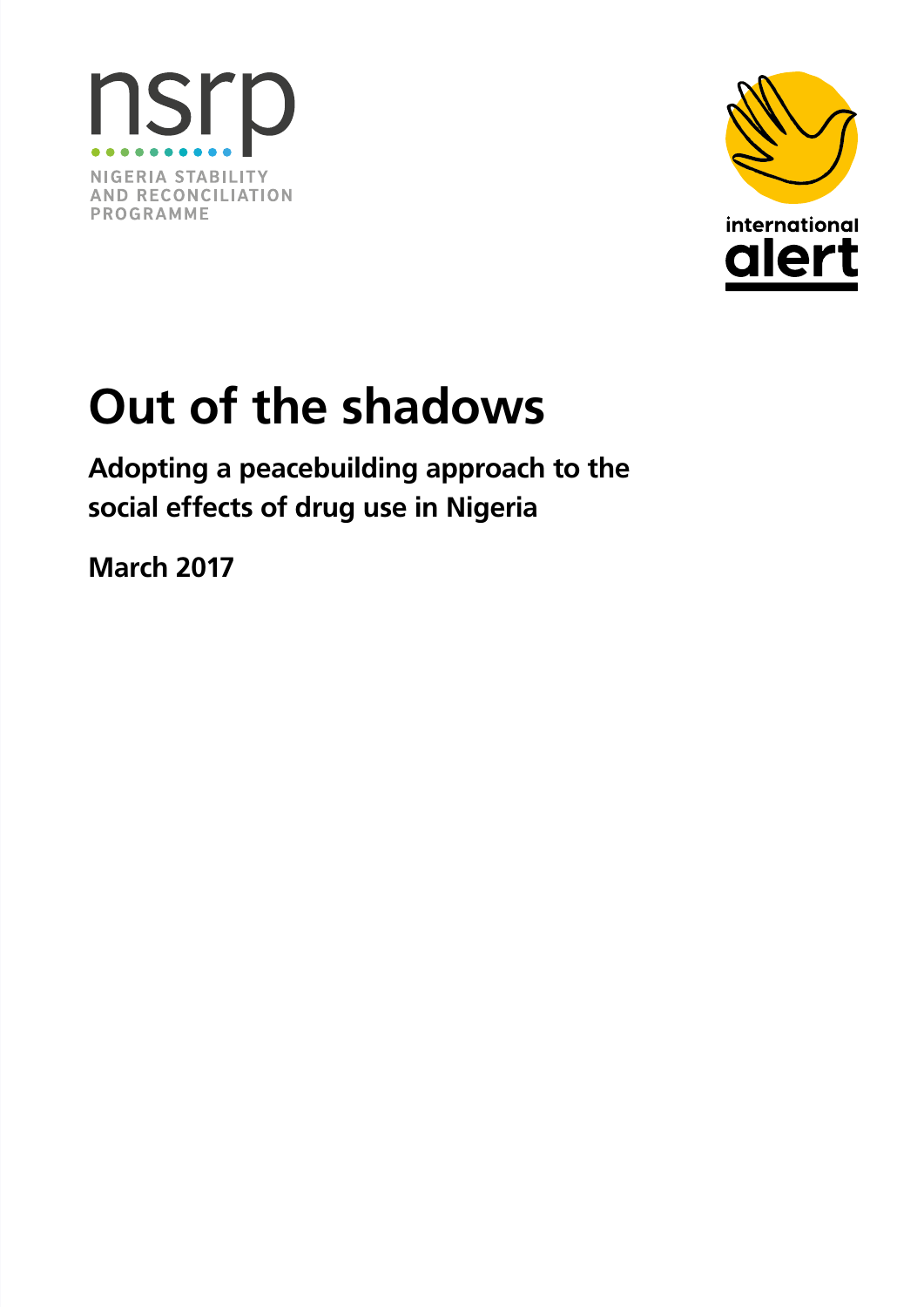nsrp

NIGERIA STABILITY AND RECONCILIATION PROGRAMME

international alert

# Out of the shadows

## Adopting a peacebuilding approach to the social effects of drug use in Nigeria

**March 2017**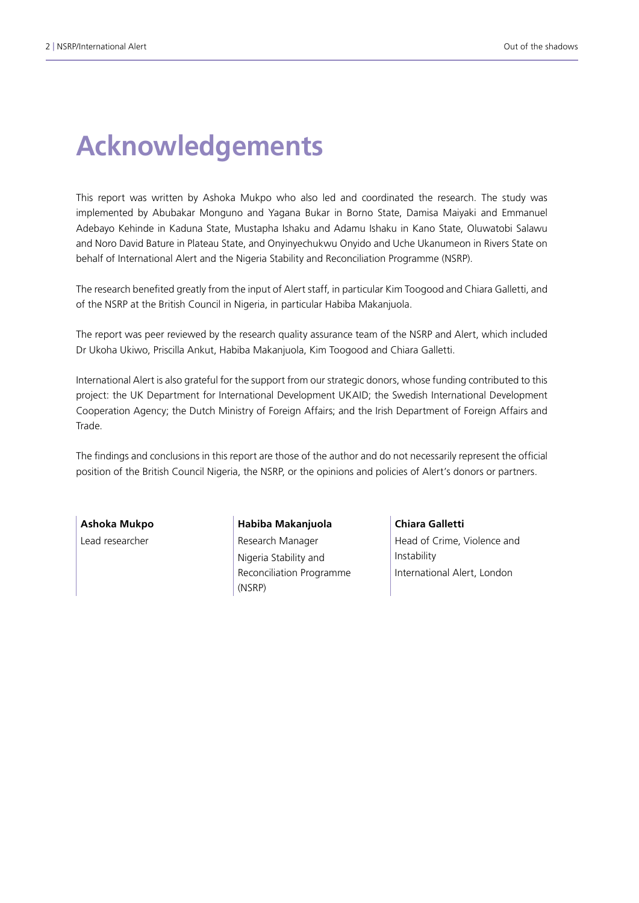# Acknowledgements

This report was written by Ashoka Mukpo who also led and coordinated the research. The study was implemented by Abubakar Monguno and Yagana Bukar in Borno State, Damisa Maiyaki and Emmanuel Adebayo Kehinde in Kaduna State, Mustapha Ishaku and Adamu Ishaku in Kano State, Oluwatobi Salawu and Noro David Bature in Plateau State, and Onyinyechukwu Onyido and Uche Ukanumeon in Rivers State on behalf of International Alert and the Nigeria Stability and Reconciliation Programme (NSRP).

The research benefited greatly from the input of Alert staff, in particular Kim Toogood and Chiara Galletti, and of the NSRP at the British Council in Nigeria, in particular Habiba Makanjuola.

The report was peer reviewed by the research quality assurance team of the NSRP and Alert, which included Dr Ukoha Ukiwo, Priscilla Ankut, Habiba Makanjuola, Kim Toogood and Chiara Galletti.

International Alert is also grateful for the support from our strategic donors, whose funding contributed to this project: the UK Department for International Development UKAID; the Swedish International Development Cooperation Agency; the Dutch Ministry of Foreign Affairs; and the Irish Department of Foreign Affairs and Trade.

The findings and conclusions in this report are those of the author and do not necessarily represent the official position of the British Council Nigeria, the NSRP, or the opinions and policies of Alert's donors or partners.

**Ashoka Mukpo**
Lead researcher

**Habiba Makanjuola**
Research Manager
Nigeria Stability and Reconciliation Programme (NSRP)

**Chiara Galletti**
Head of Crime, Violence and Instability
International Alert, London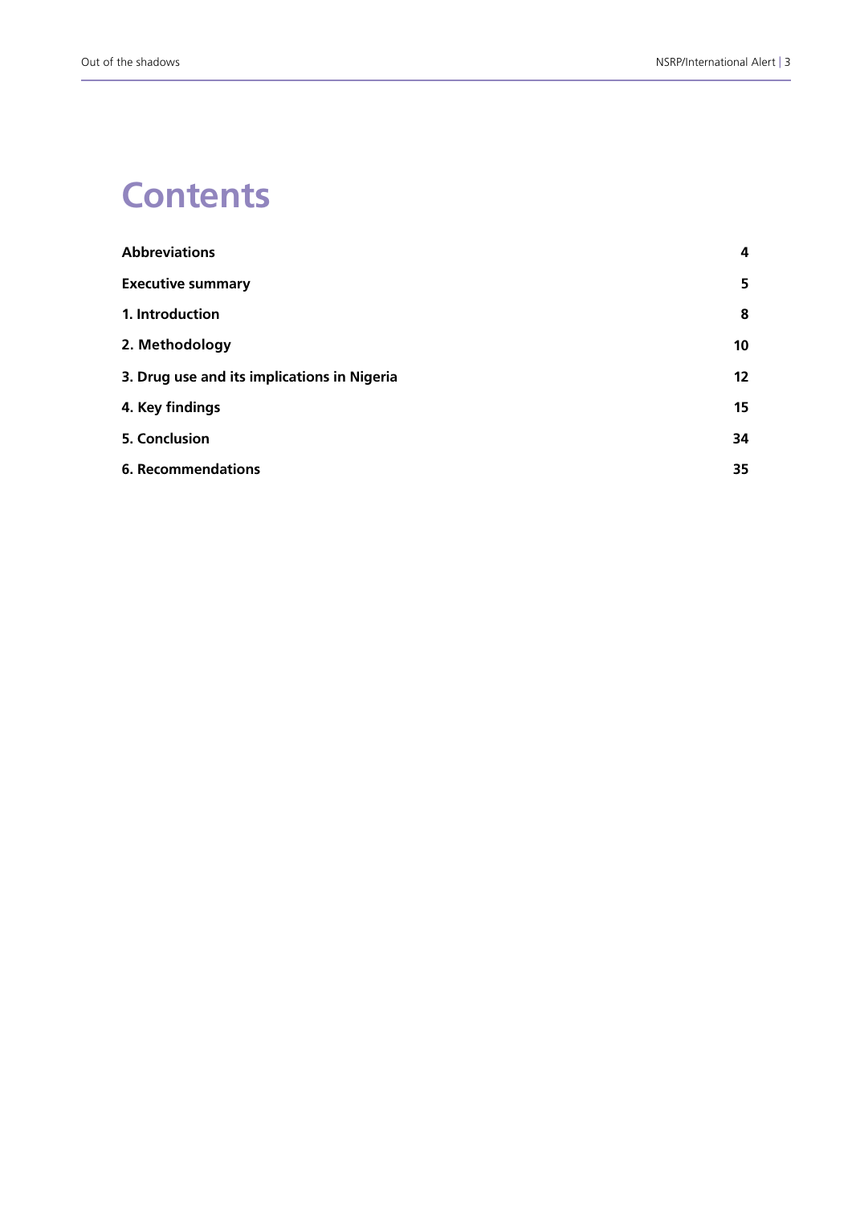# Contents

| | |
|---|---|
| **Abbreviations** | **4** |
| **Executive summary** | **5** |
| **1. Introduction** | **8** |
| **2. Methodology** | **10** |
| **3. Drug use and its implications in Nigeria** | **12** |
| **4. Key findings** | **15** |
| **5. Conclusion** | **34** |
| **6. Recommendations** | **35** |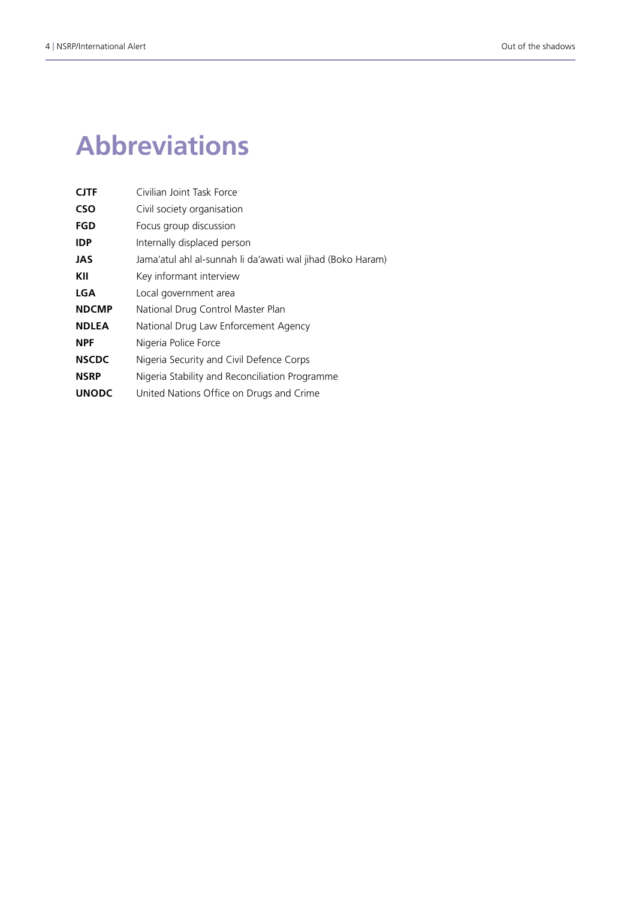# Abbreviations

| | |
|---|---|
| **CJTF** | Civilian Joint Task Force |
| **CSO** | Civil society organisation |
| **FGD** | Focus group discussion |
| **IDP** | Internally displaced person |
| **JAS** | Jama'atul ahl al-sunnah li da'awati wal jihad (Boko Haram) |
| **KII** | Key informant interview |
| **LGA** | Local government area |
| **NDCMP** | National Drug Control Master Plan |
| **NDLEA** | National Drug Law Enforcement Agency |
| **NPF** | Nigeria Police Force |
| **NSCDC** | Nigeria Security and Civil Defence Corps |
| **NSRP** | Nigeria Stability and Reconciliation Programme |
| **UNODC** | United Nations Office on Drugs and Crime |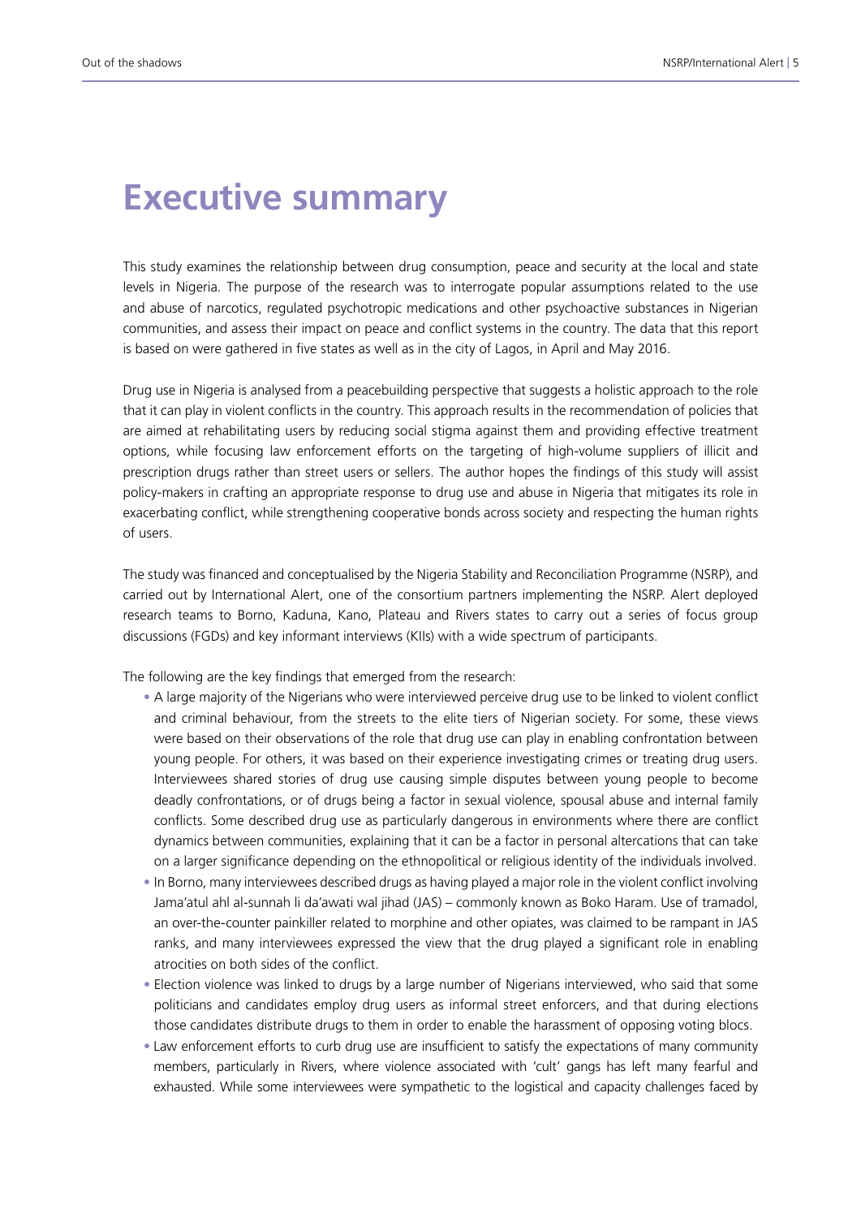# Executive summary

This study examines the relationship between drug consumption, peace and security at the local and state levels in Nigeria. The purpose of the research was to interrogate popular assumptions related to the use and abuse of narcotics, regulated psychotropic medications and other psychoactive substances in Nigerian communities, and assess their impact on peace and conflict systems in the country. The data that this report is based on were gathered in five states as well as in the city of Lagos, in April and May 2016.

Drug use in Nigeria is analysed from a peacebuilding perspective that suggests a holistic approach to the role that it can play in violent conflicts in the country. This approach results in the recommendation of policies that are aimed at rehabilitating users by reducing social stigma against them and providing effective treatment options, while focusing law enforcement efforts on the targeting of high-volume suppliers of illicit and prescription drugs rather than street users or sellers. The author hopes the findings of this study will assist policy-makers in crafting an appropriate response to drug use and abuse in Nigeria that mitigates its role in exacerbating conflict, while strengthening cooperative bonds across society and respecting the human rights of users.

The study was financed and conceptualised by the Nigeria Stability and Reconciliation Programme (NSRP), and carried out by International Alert, one of the consortium partners implementing the NSRP. Alert deployed research teams to Borno, Kaduna, Kano, Plateau and Rivers states to carry out a series of focus group discussions (FGDs) and key informant interviews (KIIs) with a wide spectrum of participants.

The following are the key findings that emerged from the research:

- A large majority of the Nigerians who were interviewed perceive drug use to be linked to violent conflict and criminal behaviour, from the streets to the elite tiers of Nigerian society. For some, these views were based on their observations of the role that drug use can play in enabling confrontation between young people. For others, it was based on their experience investigating crimes or treating drug users. Interviewees shared stories of drug use causing simple disputes between young people to become deadly confrontations, or of drugs being a factor in sexual violence, spousal abuse and internal family conflicts. Some described drug use as particularly dangerous in environments where there are conflict dynamics between communities, explaining that it can be a factor in personal altercations that can take on a larger significance depending on the ethnopolitical or religious identity of the individuals involved.
- In Borno, many interviewees described drugs as having played a major role in the violent conflict involving Jama'atul ahl al-sunnah li da'awati wal jihad (JAS) – commonly known as Boko Haram. Use of tramadol, an over-the-counter painkiller related to morphine and other opiates, was claimed to be rampant in JAS ranks, and many interviewees expressed the view that the drug played a significant role in enabling atrocities on both sides of the conflict.
- Election violence was linked to drugs by a large number of Nigerians interviewed, who said that some politicians and candidates employ drug users as informal street enforcers, and that during elections those candidates distribute drugs to them in order to enable the harassment of opposing voting blocs.
- Law enforcement efforts to curb drug use are insufficient to satisfy the expectations of many community members, particularly in Rivers, where violence associated with 'cult' gangs has left many fearful and exhausted. While some interviewees were sympathetic to the logistical and capacity challenges faced by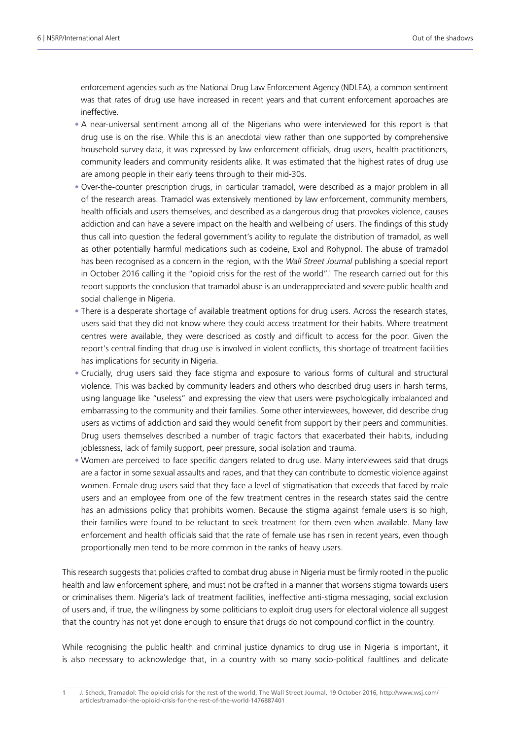enforcement agencies such as the National Drug Law Enforcement Agency (NDLEA), a common sentiment was that rates of drug use have increased in recent years and that current enforcement approaches are ineffective.

- A near-universal sentiment among all of the Nigerians who were interviewed for this report is that drug use is on the rise. While this is an anecdotal view rather than one supported by comprehensive household survey data, it was expressed by law enforcement officials, drug users, health practitioners, community leaders and community residents alike. It was estimated that the highest rates of drug use are among people in their early teens through to their mid-30s.
- Over-the-counter prescription drugs, in particular tramadol, were described as a major problem in all of the research areas. Tramadol was extensively mentioned by law enforcement, community members, health officials and users themselves, and described as a dangerous drug that provokes violence, causes addiction and can have a severe impact on the health and wellbeing of users. The findings of this study thus call into question the federal government's ability to regulate the distribution of tramadol, as well as other potentially harmful medications such as codeine, Exol and Rohypnol. The abuse of tramadol has been recognised as a concern in the region, with the *Wall Street Journal* publishing a special report in October 2016 calling it the "opioid crisis for the rest of the world".[1] The research carried out for this report supports the conclusion that tramadol abuse is an underappreciated and severe public health and social challenge in Nigeria.
- There is a desperate shortage of available treatment options for drug users. Across the research states, users said that they did not know where they could access treatment for their habits. Where treatment centres were available, they were described as costly and difficult to access for the poor. Given the report's central finding that drug use is involved in violent conflicts, this shortage of treatment facilities has implications for security in Nigeria.
- Crucially, drug users said they face stigma and exposure to various forms of cultural and structural violence. This was backed by community leaders and others who described drug users in harsh terms, using language like "useless" and expressing the view that users were psychologically imbalanced and embarrassing to the community and their families. Some other interviewees, however, did describe drug users as victims of addiction and said they would benefit from support by their peers and communities. Drug users themselves described a number of tragic factors that exacerbated their habits, including joblessness, lack of family support, peer pressure, social isolation and trauma.
- Women are perceived to face specific dangers related to drug use. Many interviewees said that drugs are a factor in some sexual assaults and rapes, and that they can contribute to domestic violence against women. Female drug users said that they face a level of stigmatisation that exceeds that faced by male users and an employee from one of the few treatment centres in the research states said the centre has an admissions policy that prohibits women. Because the stigma against female users is so high, their families were found to be reluctant to seek treatment for them even when available. Many law enforcement and health officials said that the rate of female use has risen in recent years, even though proportionally men tend to be more common in the ranks of heavy users.

This research suggests that policies crafted to combat drug abuse in Nigeria must be firmly rooted in the public health and law enforcement sphere, and must not be crafted in a manner that worsens stigma towards users or criminalises them. Nigeria's lack of treatment facilities, ineffective anti-stigma messaging, social exclusion of users and, if true, the willingness by some politicians to exploit drug users for electoral violence all suggest that the country has not yet done enough to ensure that drugs do not compound conflict in the country.

While recognising the public health and criminal justice dynamics to drug use in Nigeria is important, it is also necessary to acknowledge that, in a country with so many socio-political faultlines and delicate

1 J. Scheck, Tramadol: The opioid crisis for the rest of the world, The Wall Street Journal, 19 October 2016, http://www.wsj.com/articles/tramadol-the-opioid-crisis-for-the-rest-of-the-world-1476887401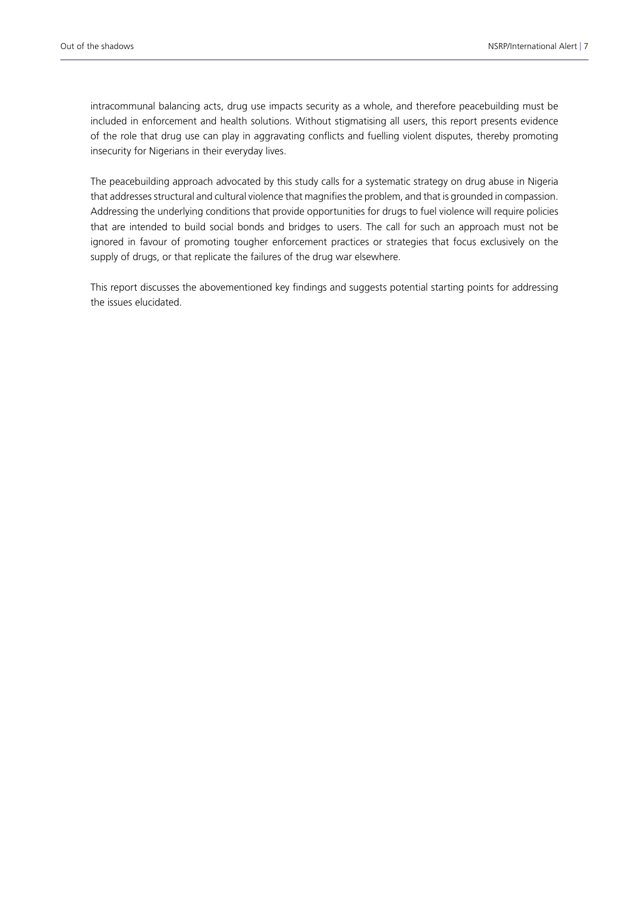intracommunal balancing acts, drug use impacts security as a whole, and therefore peacebuilding must be included in enforcement and health solutions. Without stigmatising all users, this report presents evidence of the role that drug use can play in aggravating conflicts and fuelling violent disputes, thereby promoting insecurity for Nigerians in their everyday lives.

The peacebuilding approach advocated by this study calls for a systematic strategy on drug abuse in Nigeria that addresses structural and cultural violence that magnifies the problem, and that is grounded in compassion. Addressing the underlying conditions that provide opportunities for drugs to fuel violence will require policies that are intended to build social bonds and bridges to users. The call for such an approach must not be ignored in favour of promoting tougher enforcement practices or strategies that focus exclusively on the supply of drugs, or that replicate the failures of the drug war elsewhere.

This report discusses the abovementioned key findings and suggests potential starting points for addressing the issues elucidated.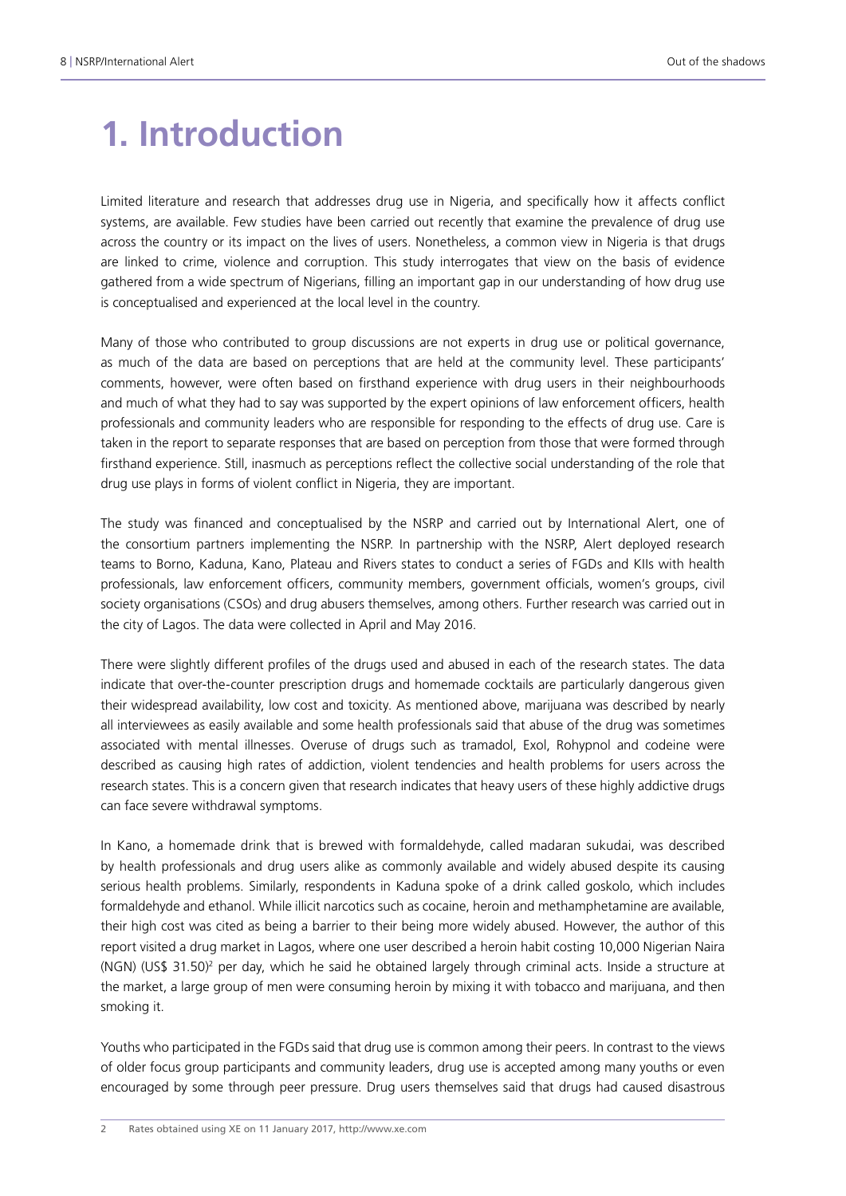# 1. Introduction

Limited literature and research that addresses drug use in Nigeria, and specifically how it affects conflict systems, are available. Few studies have been carried out recently that examine the prevalence of drug use across the country or its impact on the lives of users. Nonetheless, a common view in Nigeria is that drugs are linked to crime, violence and corruption. This study interrogates that view on the basis of evidence gathered from a wide spectrum of Nigerians, filling an important gap in our understanding of how drug use is conceptualised and experienced at the local level in the country.

Many of those who contributed to group discussions are not experts in drug use or political governance, as much of the data are based on perceptions that are held at the community level. These participants' comments, however, were often based on firsthand experience with drug users in their neighbourhoods and much of what they had to say was supported by the expert opinions of law enforcement officers, health professionals and community leaders who are responsible for responding to the effects of drug use. Care is taken in the report to separate responses that are based on perception from those that were formed through firsthand experience. Still, inasmuch as perceptions reflect the collective social understanding of the role that drug use plays in forms of violent conflict in Nigeria, they are important.

The study was financed and conceptualised by the NSRP and carried out by International Alert, one of the consortium partners implementing the NSRP. In partnership with the NSRP, Alert deployed research teams to Borno, Kaduna, Kano, Plateau and Rivers states to conduct a series of FGDs and KIIs with health professionals, law enforcement officers, community members, government officials, women's groups, civil society organisations (CSOs) and drug abusers themselves, among others. Further research was carried out in the city of Lagos. The data were collected in April and May 2016.

There were slightly different profiles of the drugs used and abused in each of the research states. The data indicate that over-the-counter prescription drugs and homemade cocktails are particularly dangerous given their widespread availability, low cost and toxicity. As mentioned above, marijuana was described by nearly all interviewees as easily available and some health professionals said that abuse of the drug was sometimes associated with mental illnesses. Overuse of drugs such as tramadol, Exol, Rohypnol and codeine were described as causing high rates of addiction, violent tendencies and health problems for users across the research states. This is a concern given that research indicates that heavy users of these highly addictive drugs can face severe withdrawal symptoms.

In Kano, a homemade drink that is brewed with formaldehyde, called madaran sukudai, was described by health professionals and drug users alike as commonly available and widely abused despite its causing serious health problems. Similarly, respondents in Kaduna spoke of a drink called goskolo, which includes formaldehyde and ethanol. While illicit narcotics such as cocaine, heroin and methamphetamine are available, their high cost was cited as being a barrier to their being more widely abused. However, the author of this report visited a drug market in Lagos, where one user described a heroin habit costing 10,000 Nigerian Naira (NGN) (US$ 31.50)[2] per day, which he said he obtained largely through criminal acts. Inside a structure at the market, a large group of men were consuming heroin by mixing it with tobacco and marijuana, and then smoking it.

Youths who participated in the FGDs said that drug use is common among their peers. In contrast to the views of older focus group participants and community leaders, drug use is accepted among many youths or even encouraged by some through peer pressure. Drug users themselves said that drugs had caused disastrous

---

2 Rates obtained using XE on 11 January 2017, http://www.xe.com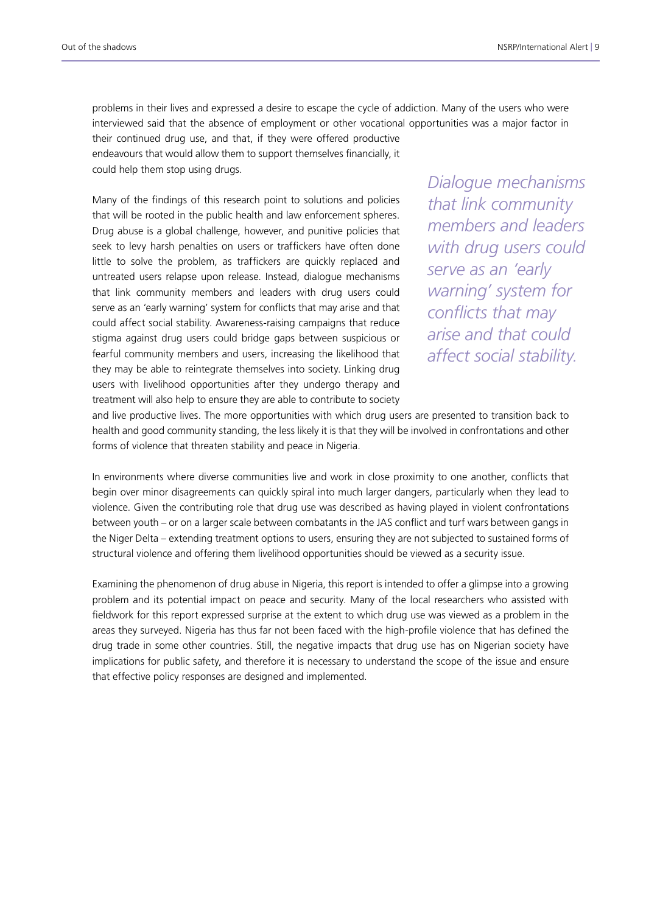problems in their lives and expressed a desire to escape the cycle of addiction. Many of the users who were interviewed said that the absence of employment or other vocational opportunities was a major factor in their continued drug use, and that, if they were offered productive endeavours that would allow them to support themselves financially, it could help them stop using drugs.

Many of the findings of this research point to solutions and policies that will be rooted in the public health and law enforcement spheres. Drug abuse is a global challenge, however, and punitive policies that seek to levy harsh penalties on users or traffickers have often done little to solve the problem, as traffickers are quickly replaced and untreated users relapse upon release. Instead, dialogue mechanisms that link community members and leaders with drug users could serve as an 'early warning' system for conflicts that may arise and that could affect social stability. Awareness-raising campaigns that reduce stigma against drug users could bridge gaps between suspicious or fearful community members and users, increasing the likelihood that they may be able to reintegrate themselves into society. Linking drug users with livelihood opportunities after they undergo therapy and treatment will also help to ensure they are able to contribute to society and live productive lives. The more opportunities with which drug users are presented to transition back to health and good community standing, the less likely it is that they will be involved in confrontations and other forms of violence that threaten stability and peace in Nigeria.

*Dialogue mechanisms that link community members and leaders with drug users could serve as an 'early warning' system for conflicts that may arise and that could affect social stability.*

In environments where diverse communities live and work in close proximity to one another, conflicts that begin over minor disagreements can quickly spiral into much larger dangers, particularly when they lead to violence. Given the contributing role that drug use was described as having played in violent confrontations between youth – or on a larger scale between combatants in the JAS conflict and turf wars between gangs in the Niger Delta – extending treatment options to users, ensuring they are not subjected to sustained forms of structural violence and offering them livelihood opportunities should be viewed as a security issue.

Examining the phenomenon of drug abuse in Nigeria, this report is intended to offer a glimpse into a growing problem and its potential impact on peace and security. Many of the local researchers who assisted with fieldwork for this report expressed surprise at the extent to which drug use was viewed as a problem in the areas they surveyed. Nigeria has thus far not been faced with the high-profile violence that has defined the drug trade in some other countries. Still, the negative impacts that drug use has on Nigerian society have implications for public safety, and therefore it is necessary to understand the scope of the issue and ensure that effective policy responses are designed and implemented.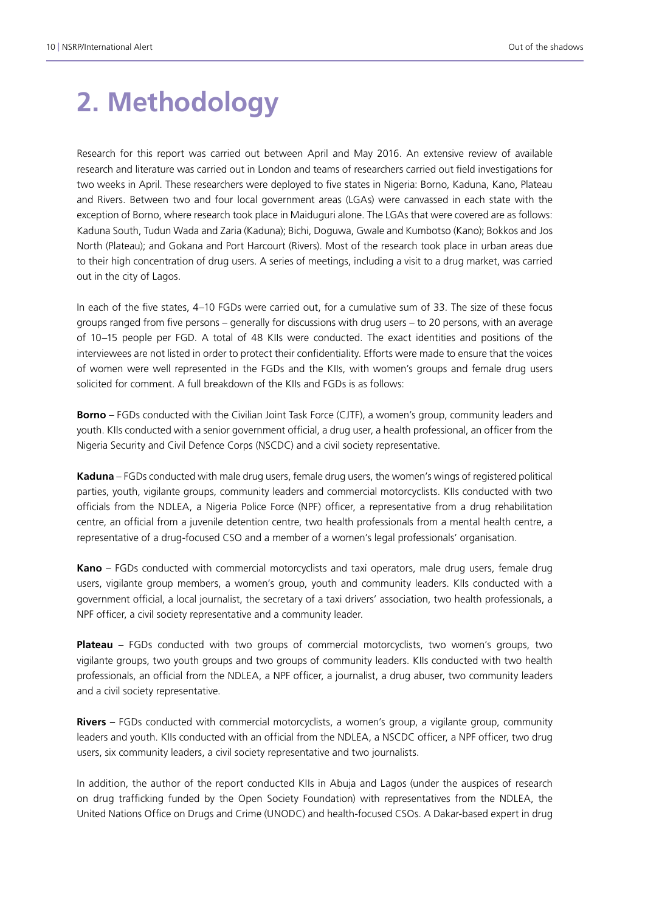# 2. Methodology

Research for this report was carried out between April and May 2016. An extensive review of available research and literature was carried out in London and teams of researchers carried out field investigations for two weeks in April. These researchers were deployed to five states in Nigeria: Borno, Kaduna, Kano, Plateau and Rivers. Between two and four local government areas (LGAs) were canvassed in each state with the exception of Borno, where research took place in Maiduguri alone. The LGAs that were covered are as follows: Kaduna South, Tudun Wada and Zaria (Kaduna); Bichi, Doguwa, Gwale and Kumbotso (Kano); Bokkos and Jos North (Plateau); and Gokana and Port Harcourt (Rivers). Most of the research took place in urban areas due to their high concentration of drug users. A series of meetings, including a visit to a drug market, was carried out in the city of Lagos.

In each of the five states, 4–10 FGDs were carried out, for a cumulative sum of 33. The size of these focus groups ranged from five persons – generally for discussions with drug users – to 20 persons, with an average of 10–15 people per FGD. A total of 48 KIIs were conducted. The exact identities and positions of the interviewees are not listed in order to protect their confidentiality. Efforts were made to ensure that the voices of women were well represented in the FGDs and the KIIs, with women's groups and female drug users solicited for comment. A full breakdown of the KIIs and FGDs is as follows:

**Borno** – FGDs conducted with the Civilian Joint Task Force (CJTF), a women's group, community leaders and youth. KIIs conducted with a senior government official, a drug user, a health professional, an officer from the Nigeria Security and Civil Defence Corps (NSCDC) and a civil society representative.

**Kaduna** – FGDs conducted with male drug users, female drug users, the women's wings of registered political parties, youth, vigilante groups, community leaders and commercial motorcyclists. KIIs conducted with two officials from the NDLEA, a Nigeria Police Force (NPF) officer, a representative from a drug rehabilitation centre, an official from a juvenile detention centre, two health professionals from a mental health centre, a representative of a drug-focused CSO and a member of a women's legal professionals' organisation.

**Kano** – FGDs conducted with commercial motorcyclists and taxi operators, male drug users, female drug users, vigilante group members, a women's group, youth and community leaders. KIIs conducted with a government official, a local journalist, the secretary of a taxi drivers' association, two health professionals, a NPF officer, a civil society representative and a community leader.

**Plateau** – FGDs conducted with two groups of commercial motorcyclists, two women's groups, two vigilante groups, two youth groups and two groups of community leaders. KIIs conducted with two health professionals, an official from the NDLEA, a NPF officer, a journalist, a drug abuser, two community leaders and a civil society representative.

**Rivers** – FGDs conducted with commercial motorcyclists, a women's group, a vigilante group, community leaders and youth. KIIs conducted with an official from the NDLEA, a NSCDC officer, a NPF officer, two drug users, six community leaders, a civil society representative and two journalists.

In addition, the author of the report conducted KIIs in Abuja and Lagos (under the auspices of research on drug trafficking funded by the Open Society Foundation) with representatives from the NDLEA, the United Nations Office on Drugs and Crime (UNODC) and health-focused CSOs. A Dakar-based expert in drug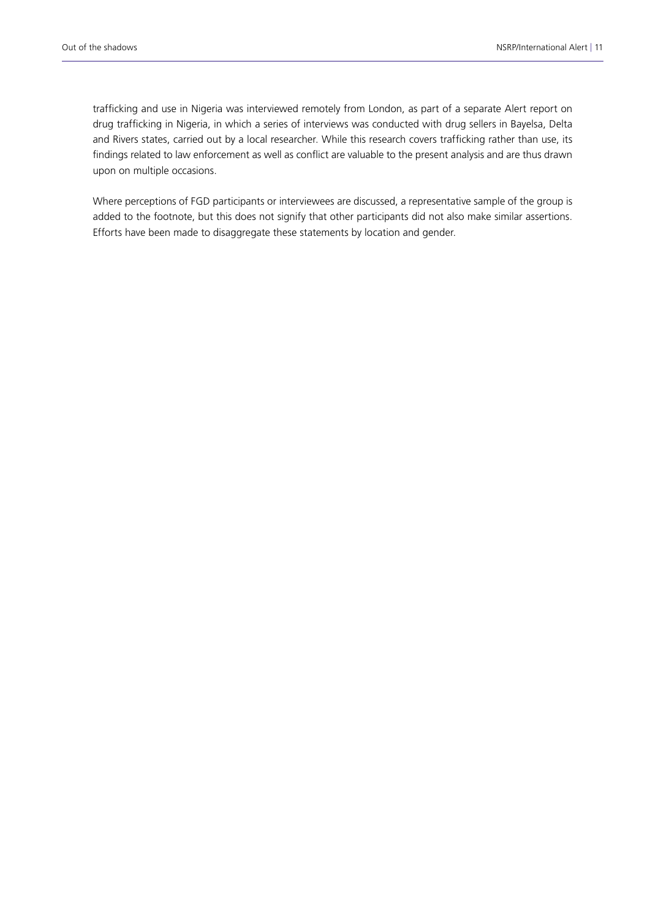trafficking and use in Nigeria was interviewed remotely from London, as part of a separate Alert report on drug trafficking in Nigeria, in which a series of interviews was conducted with drug sellers in Bayelsa, Delta and Rivers states, carried out by a local researcher. While this research covers trafficking rather than use, its findings related to law enforcement as well as conflict are valuable to the present analysis and are thus drawn upon on multiple occasions.

Where perceptions of FGD participants or interviewees are discussed, a representative sample of the group is added to the footnote, but this does not signify that other participants did not also make similar assertions. Efforts have been made to disaggregate these statements by location and gender.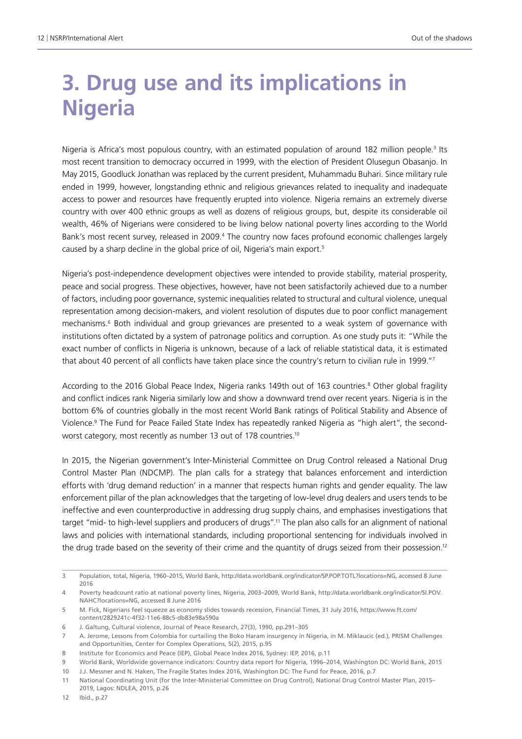# 3. Drug use and its implications in Nigeria

Nigeria is Africa's most populous country, with an estimated population of around 182 million people.[3] Its most recent transition to democracy occurred in 1999, with the election of President Olusegun Obasanjo. In May 2015, Goodluck Jonathan was replaced by the current president, Muhammadu Buhari. Since military rule ended in 1999, however, longstanding ethnic and religious grievances related to inequality and inadequate access to power and resources have frequently erupted into violence. Nigeria remains an extremely diverse country with over 400 ethnic groups as well as dozens of religious groups, but, despite its considerable oil wealth, 46% of Nigerians were considered to be living below national poverty lines according to the World Bank's most recent survey, released in 2009.[4] The country now faces profound economic challenges largely caused by a sharp decline in the global price of oil, Nigeria's main export.[5]

Nigeria's post-independence development objectives were intended to provide stability, material prosperity, peace and social progress. These objectives, however, have not been satisfactorily achieved due to a number of factors, including poor governance, systemic inequalities related to structural and cultural violence, unequal representation among decision-makers, and violent resolution of disputes due to poor conflict management mechanisms.[6] Both individual and group grievances are presented to a weak system of governance with institutions often dictated by a system of patronage politics and corruption. As one study puts it: "While the exact number of conflicts in Nigeria is unknown, because of a lack of reliable statistical data, it is estimated that about 40 percent of all conflicts have taken place since the country's return to civilian rule in 1999."[7]

According to the 2016 Global Peace Index, Nigeria ranks 149th out of 163 countries.[8] Other global fragility and conflict indices rank Nigeria similarly low and show a downward trend over recent years. Nigeria is in the bottom 6% of countries globally in the most recent World Bank ratings of Political Stability and Absence of Violence.[9] The Fund for Peace Failed State Index has repeatedly ranked Nigeria as "high alert", the second-worst category, most recently as number 13 out of 178 countries.[10]

In 2015, the Nigerian government's Inter-Ministerial Committee on Drug Control released a National Drug Control Master Plan (NDCMP). The plan calls for a strategy that balances enforcement and interdiction efforts with 'drug demand reduction' in a manner that respects human rights and gender equality. The law enforcement pillar of the plan acknowledges that the targeting of low-level drug dealers and users tends to be ineffective and even counterproductive in addressing drug supply chains, and emphasises investigations that target "mid- to high-level suppliers and producers of drugs".[11] The plan also calls for an alignment of national laws and policies with international standards, including proportional sentencing for individuals involved in the drug trade based on the severity of their crime and the quantity of drugs seized from their possession.[12]

---

3 Population, total, Nigeria, 1960–2015, World Bank, http://data.worldbank.org/indicator/SP.POP.TOTL?locations=NG, accessed 8 June 2016

4 Poverty headcount ratio at national poverty lines, Nigeria, 2003–2009, World Bank, http://data.worldbank.org/indicator/SI.POV.NAHC?locations=NG, accessed 8 June 2016

5 M. Fick, Nigerians feel squeeze as economy slides towards recession, Financial Times, 31 July 2016, https://www.ft.com/content/2829241c-4f32-11e6-88c5-db83e98a590a

6 J. Galtung, Cultural violence, Journal of Peace Research, 27(3), 1990, pp.291–305

7 A. Jerome, Lessons from Colombia for curtailing the Boko Haram insurgency in Nigeria, in M. Miklaucic (ed.), PRISM Challenges and Opportunities, Center for Complex Operations, 5(2), 2015, p.95

8 Institute for Economics and Peace (IEP), Global Peace Index 2016, Sydney: IEP, 2016, p.11

9 World Bank, Worldwide governance indicators: Country data report for Nigeria, 1996–2014, Washington DC: World Bank, 2015

10 J.J. Messner and N. Haken, The Fragile States Index 2016, Washington DC: The Fund for Peace, 2016, p.7

11 National Coordinating Unit (for the Inter-Ministerial Committee on Drug Control), National Drug Control Master Plan, 2015–2019, Lagos: NDLEA, 2015, p.26

12 Ibid., p.27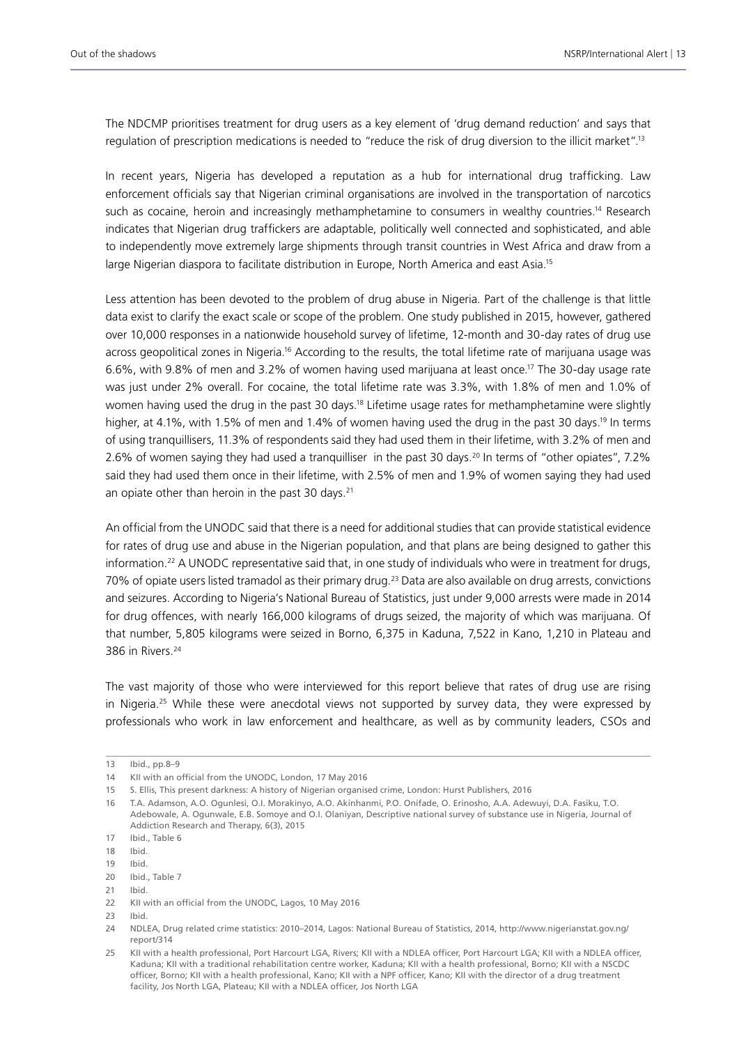The NDCMP prioritises treatment for drug users as a key element of 'drug demand reduction' and says that regulation of prescription medications is needed to "reduce the risk of drug diversion to the illicit market".[13]

In recent years, Nigeria has developed a reputation as a hub for international drug trafficking. Law enforcement officials say that Nigerian criminal organisations are involved in the transportation of narcotics such as cocaine, heroin and increasingly methamphetamine to consumers in wealthy countries.[14] Research indicates that Nigerian drug traffickers are adaptable, politically well connected and sophisticated, and able to independently move extremely large shipments through transit countries in West Africa and draw from a large Nigerian diaspora to facilitate distribution in Europe, North America and east Asia.[15]

Less attention has been devoted to the problem of drug abuse in Nigeria. Part of the challenge is that little data exist to clarify the exact scale or scope of the problem. One study published in 2015, however, gathered over 10,000 responses in a nationwide household survey of lifetime, 12-month and 30-day rates of drug use across geopolitical zones in Nigeria.[16] According to the results, the total lifetime rate of marijuana usage was 6.6%, with 9.8% of men and 3.2% of women having used marijuana at least once.[17] The 30-day usage rate was just under 2% overall. For cocaine, the total lifetime rate was 3.3%, with 1.8% of men and 1.0% of women having used the drug in the past 30 days.[18] Lifetime usage rates for methamphetamine were slightly higher, at 4.1%, with 1.5% of men and 1.4% of women having used the drug in the past 30 days.[19] In terms of using tranquillisers, 11.3% of respondents said they had used them in their lifetime, with 3.2% of men and 2.6% of women saying they had used a tranquilliser in the past 30 days.[20] In terms of "other opiates", 7.2% said they had used them once in their lifetime, with 2.5% of men and 1.9% of women saying they had used an opiate other than heroin in the past 30 days.[21]

An official from the UNODC said that there is a need for additional studies that can provide statistical evidence for rates of drug use and abuse in the Nigerian population, and that plans are being designed to gather this information.[22] A UNODC representative said that, in one study of individuals who were in treatment for drugs, 70% of opiate users listed tramadol as their primary drug.[23] Data are also available on drug arrests, convictions and seizures. According to Nigeria's National Bureau of Statistics, just under 9,000 arrests were made in 2014 for drug offences, with nearly 166,000 kilograms of drugs seized, the majority of which was marijuana. Of that number, 5,805 kilograms were seized in Borno, 6,375 in Kaduna, 7,522 in Kano, 1,210 in Plateau and 386 in Rivers.[24]

The vast majority of those who were interviewed for this report believe that rates of drug use are rising in Nigeria.[25] While these were anecdotal views not supported by survey data, they were expressed by professionals who work in law enforcement and healthcare, as well as by community leaders, CSOs and

---

13 Ibid., pp.8–9

14 KII with an official from the UNODC, London, 17 May 2016

15 S. Ellis, This present darkness: A history of Nigerian organised crime, London: Hurst Publishers, 2016

16 T.A. Adamson, A.O. Ogunlesi, O.I. Morakinyo, A.O. Akinhanmi, P.O. Onifade, O. Erinosho, A.A. Adewuyi, D.A. Fasiku, T.O. Adebowale, A. Ogunwale, E.B. Somoye and O.I. Olaniyan, Descriptive national survey of substance use in Nigeria, Journal of Addiction Research and Therapy, 6(3), 2015

17 Ibid., Table 6

18 Ibid.

19 Ibid.

20 Ibid., Table 7

21 Ibid.

22 KII with an official from the UNODC, Lagos, 10 May 2016

23 Ibid.

24 NDLEA, Drug related crime statistics: 2010–2014, Lagos: National Bureau of Statistics, 2014, http://www.nigerianstat.gov.ng/report/314

25 KII with a health professional, Port Harcourt LGA, Rivers; KII with a NDLEA officer, Port Harcourt LGA; KII with a NDLEA officer, Kaduna; KII with a traditional rehabilitation centre worker, Kaduna; KII with a health professional, Borno; KII with a NSCDC officer, Borno; KII with a health professional, Kano; KII with a NPF officer, Kano; KII with the director of a drug treatment facility, Jos North LGA, Plateau; KII with a NDLEA officer, Jos North LGA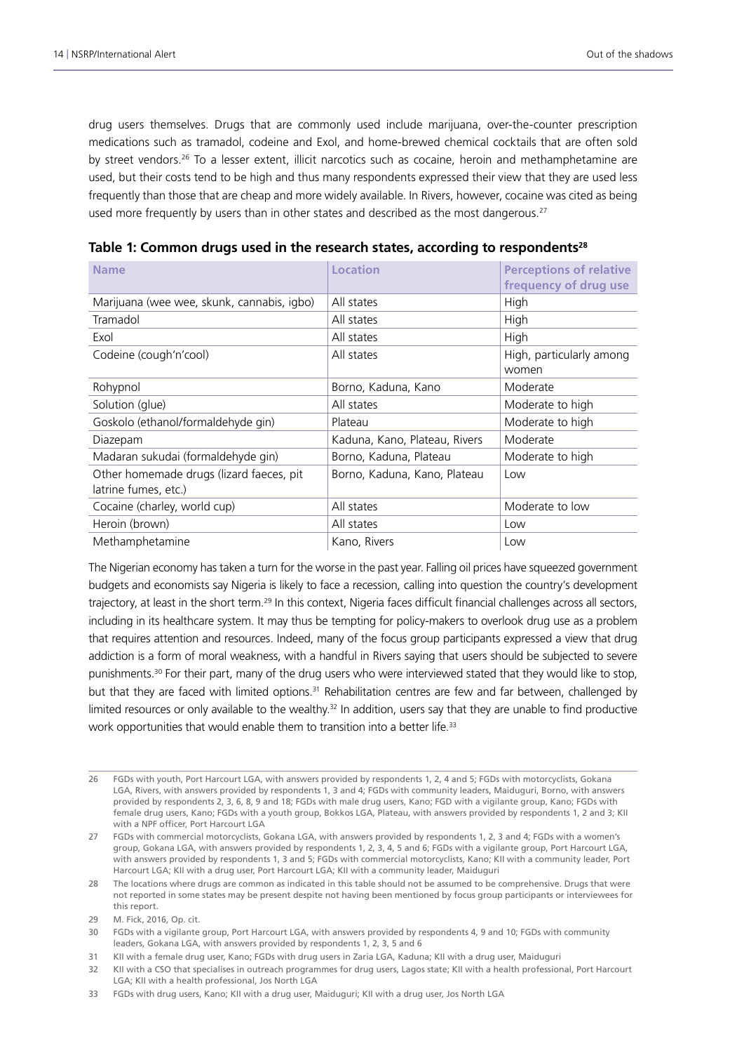drug users themselves. Drugs that are commonly used include marijuana, over-the-counter prescription medications such as tramadol, codeine and Exol, and home-brewed chemical cocktails that are often sold by street vendors.[26] To a lesser extent, illicit narcotics such as cocaine, heroin and methamphetamine are used, but their costs tend to be high and thus many respondents expressed their view that they are used less frequently than those that are cheap and more widely available. In Rivers, however, cocaine was cited as being used more frequently by users than in other states and described as the most dangerous.[27]

**Table 1: Common drugs used in the research states, according to respondents[28]**

| Name | Location | Perceptions of relative frequency of drug use |
|---|---|---|
| Marijuana (wee wee, skunk, cannabis, igbo) | All states | High |
| Tramadol | All states | High |
| Exol | All states | High |
| Codeine (cough'n'cool) | All states | High, particularly among women |
| Rohypnol | Borno, Kaduna, Kano | Moderate |
| Solution (glue) | All states | Moderate to high |
| Goskolo (ethanol/formaldehyde gin) | Plateau | Moderate to high |
| Diazepam | Kaduna, Kano, Plateau, Rivers | Moderate |
| Madaran sukudai (formaldehyde gin) | Borno, Kaduna, Plateau | Moderate to high |
| Other homemade drugs (lizard faeces, pit latrine fumes, etc.) | Borno, Kaduna, Kano, Plateau | Low |
| Cocaine (charley, world cup) | All states | Moderate to low |
| Heroin (brown) | All states | Low |
| Methamphetamine | Kano, Rivers | Low |

The Nigerian economy has taken a turn for the worse in the past year. Falling oil prices have squeezed government budgets and economists say Nigeria is likely to face a recession, calling into question the country's development trajectory, at least in the short term.[29] In this context, Nigeria faces difficult financial challenges across all sectors, including in its healthcare system. It may thus be tempting for policy-makers to overlook drug use as a problem that requires attention and resources. Indeed, many of the focus group participants expressed a view that drug addiction is a form of moral weakness, with a handful in Rivers saying that users should be subjected to severe punishments.[30] For their part, many of the drug users who were interviewed stated that they would like to stop, but that they are faced with limited options.[31] Rehabilitation centres are few and far between, challenged by limited resources or only available to the wealthy.[32] In addition, users say that they are unable to find productive work opportunities that would enable them to transition into a better life.[33]

---

26 FGDs with youth, Port Harcourt LGA, with answers provided by respondents 1, 2, 4 and 5; FGDs with motorcyclists, Gokana LGA, Rivers, with answers provided by respondents 1, 3 and 4; FGDs with community leaders, Maiduguri, Borno, with answers provided by respondents 2, 3, 6, 8, 9 and 18; FGDs with male drug users, Kano; FGD with a vigilante group, Kano; FGDs with female drug users, Kano; FGDs with a youth group, Bokkos LGA, Plateau, with answers provided by respondents 1, 2 and 3; KII with a NPF officer, Port Harcourt LGA

27 FGDs with commercial motorcyclists, Gokana LGA, with answers provided by respondents 1, 2, 3 and 4; FGDs with a women's group, Gokana LGA, with answers provided by respondents 1, 2, 3, 4, 5 and 6; FGDs with a vigilante group, Port Harcourt LGA, with answers provided by respondents 1, 3 and 5; FGDs with commercial motorcyclists, Kano; KII with a community leader, Port Harcourt LGA; KII with a drug user, Port Harcourt LGA; KII with a community leader, Maiduguri

28 The locations where drugs are common as indicated in this table should not be assumed to be comprehensive. Drugs that were not reported in some states may be present despite not having been mentioned by focus group participants or interviewees for this report.

29 M. Fick, 2016, Op. cit.

30 FGDs with a vigilante group, Port Harcourt LGA, with answers provided by respondents 4, 9 and 10; FGDs with community leaders, Gokana LGA, with answers provided by respondents 1, 2, 3, 5 and 6

31 KII with a female drug user, Kano; FGDs with drug users in Zaria LGA, Kaduna; KII with a drug user, Maiduguri

32 KII with a CSO that specialises in outreach programmes for drug users, Lagos state; KII with a health professional, Port Harcourt LGA; KII with a health professional, Jos North LGA

33 FGDs with drug users, Kano; KII with a drug user, Maiduguri; KII with a drug user, Jos North LGA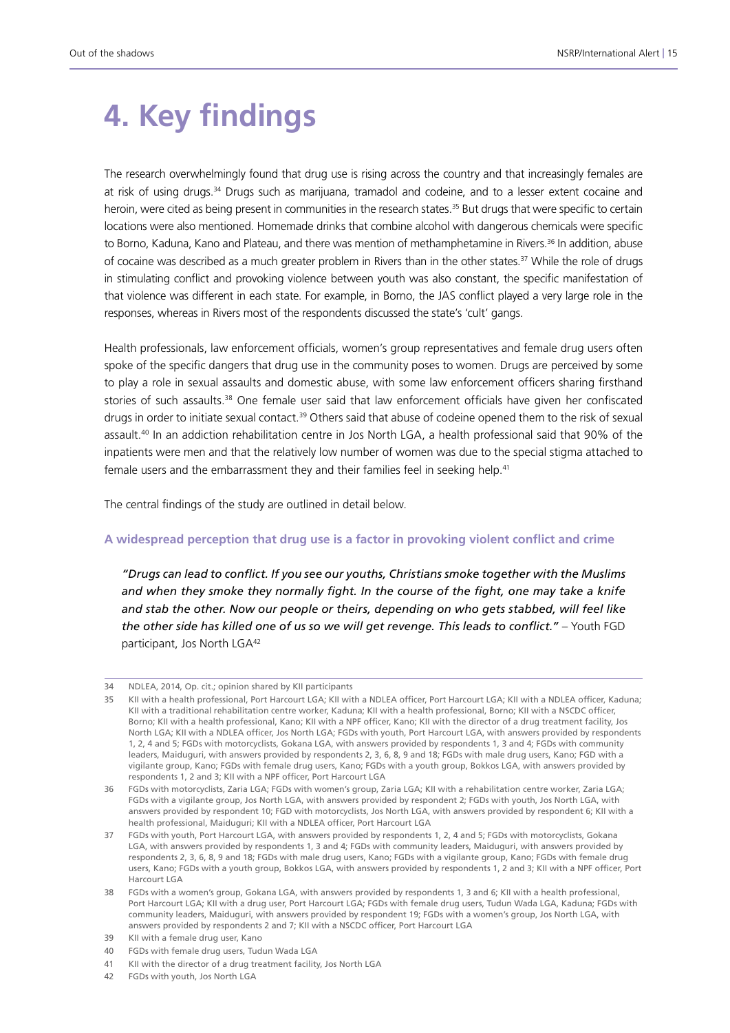# 4. Key findings

The research overwhelmingly found that drug use is rising across the country and that increasingly females are at risk of using drugs.[34] Drugs such as marijuana, tramadol and codeine, and to a lesser extent cocaine and heroin, were cited as being present in communities in the research states.[35] But drugs that were specific to certain locations were also mentioned. Homemade drinks that combine alcohol with dangerous chemicals were specific to Borno, Kaduna, Kano and Plateau, and there was mention of methamphetamine in Rivers.[36] In addition, abuse of cocaine was described as a much greater problem in Rivers than in the other states.[37] While the role of drugs in stimulating conflict and provoking violence between youth was also constant, the specific manifestation of that violence was different in each state. For example, in Borno, the JAS conflict played a very large role in the responses, whereas in Rivers most of the respondents discussed the state's 'cult' gangs.

Health professionals, law enforcement officials, women's group representatives and female drug users often spoke of the specific dangers that drug use in the community poses to women. Drugs are perceived by some to play a role in sexual assaults and domestic abuse, with some law enforcement officers sharing firsthand stories of such assaults.[38] One female user said that law enforcement officials have given her confiscated drugs in order to initiate sexual contact.[39] Others said that abuse of codeine opened them to the risk of sexual assault.[40] In an addiction rehabilitation centre in Jos North LGA, a health professional said that 90% of the inpatients were men and that the relatively low number of women was due to the special stigma attached to female users and the embarrassment they and their families feel in seeking help.[41]

The central findings of the study are outlined in detail below.

### A widespread perception that drug use is a factor in provoking violent conflict and crime

*"Drugs can lead to conflict. If you see our youths, Christians smoke together with the Muslims and when they smoke they normally fight. In the course of the fight, one may take a knife and stab the other. Now our people or theirs, depending on who gets stabbed, will feel like the other side has killed one of us so we will get revenge. This leads to conflict."* – Youth FGD participant, Jos North LGA[42]

---

34 NDLEA, 2014, Op. cit.; opinion shared by KII participants

35 KII with a health professional, Port Harcourt LGA; KII with a NDLEA officer, Port Harcourt LGA; KII with a NDLEA officer, Kaduna; KII with a traditional rehabilitation centre worker, Kaduna; KII with a health professional, Borno; KII with a NSCDC officer, Borno; KII with a health professional, Kano; KII with a NPF officer, Kano; KII with the director of a drug treatment facility, Jos North LGA; KII with a NDLEA officer, Jos North LGA; FGDs with youth, Port Harcourt LGA, with answers provided by respondents 1, 2, 4 and 5; FGDs with motorcyclists, Gokana LGA, with answers provided by respondents 1, 3 and 4; FGDs with community leaders, Maiduguri, with answers provided by respondents 2, 3, 6, 8, 9 and 18; FGDs with male drug users, Kano; FGD with a vigilante group, Kano; FGDs with female drug users, Kano; FGDs with a youth group, Bokkos LGA, with answers provided by respondents 1, 2 and 3; KII with a NPF officer, Port Harcourt LGA

36 FGDs with motorcyclists, Zaria LGA; FGDs with women's group, Zaria LGA; KII with a rehabilitation centre worker, Zaria LGA; FGDs with a vigilante group, Jos North LGA, with answers provided by respondent 2; FGDs with youth, Jos North LGA, with answers provided by respondent 10; FGD with motorcyclists, Jos North LGA, with answers provided by respondent 6; KII with a health professional, Maiduguri; KII with a NDLEA officer, Port Harcourt LGA

37 FGDs with youth, Port Harcourt LGA, with answers provided by respondents 1, 2, 4 and 5; FGDs with motorcyclists, Gokana LGA, with answers provided by respondents 1, 3 and 4; FGDs with community leaders, Maiduguri, with answers provided by respondents 2, 3, 6, 8, 9 and 18; FGDs with male drug users, Kano; FGDs with a vigilante group, Kano; FGDs with female drug users, Kano; FGDs with a youth group, Bokkos LGA, with answers provided by respondents 1, 2 and 3; KII with a NPF officer, Port Harcourt LGA

38 FGDs with a women's group, Gokana LGA, with answers provided by respondents 1, 3 and 6; KII with a health professional, Port Harcourt LGA; KII with a drug user, Port Harcourt LGA; FGDs with female drug users, Tudun Wada LGA, Kaduna; FGDs with community leaders, Maiduguri, with answers provided by respondent 19; FGDs with a women's group, Jos North LGA, with answers provided by respondents 2 and 7; KII with a NSCDC officer, Port Harcourt LGA

39 KII with a female drug user, Kano

40 FGDs with female drug users, Tudun Wada LGA

41 KII with the director of a drug treatment facility, Jos North LGA

42 FGDs with youth, Jos North LGA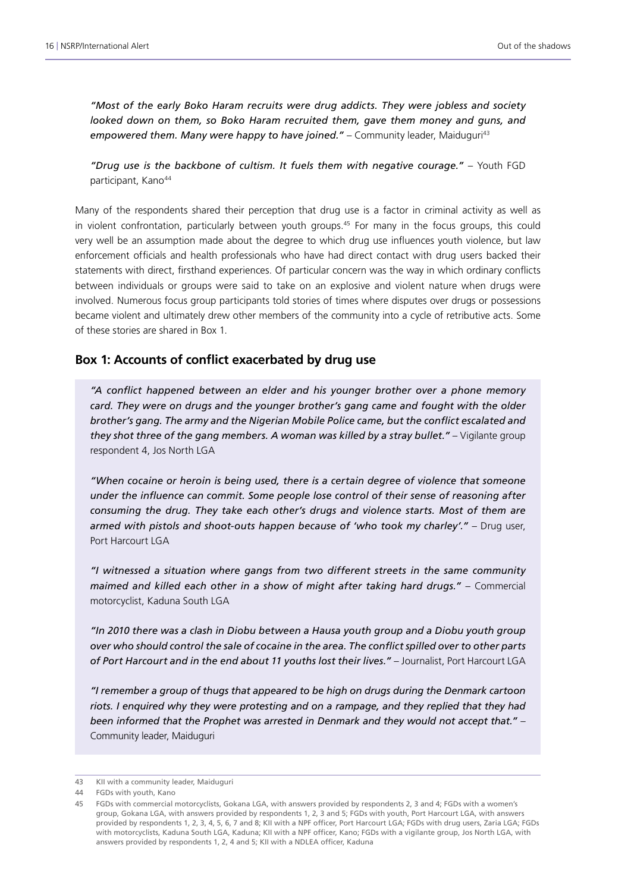*"Most of the early Boko Haram recruits were drug addicts. They were jobless and society looked down on them, so Boko Haram recruited them, gave them money and guns, and empowered them. Many were happy to have joined."* – Community leader, Maiduguri[43]

*"Drug use is the backbone of cultism. It fuels them with negative courage."* – Youth FGD participant, Kano[44]

Many of the respondents shared their perception that drug use is a factor in criminal activity as well as in violent confrontation, particularly between youth groups.[45] For many in the focus groups, this could very well be an assumption made about the degree to which drug use influences youth violence, but law enforcement officials and health professionals who have had direct contact with drug users backed their statements with direct, firsthand experiences. Of particular concern was the way in which ordinary conflicts between individuals or groups were said to take on an explosive and violent nature when drugs were involved. Numerous focus group participants told stories of times where disputes over drugs or possessions became violent and ultimately drew other members of the community into a cycle of retributive acts. Some of these stories are shared in Box 1.

## Box 1: Accounts of conflict exacerbated by drug use

*"A conflict happened between an elder and his younger brother over a phone memory card. They were on drugs and the younger brother's gang came and fought with the older brother's gang. The army and the Nigerian Mobile Police came, but the conflict escalated and they shot three of the gang members. A woman was killed by a stray bullet."* – Vigilante group respondent 4, Jos North LGA

*"When cocaine or heroin is being used, there is a certain degree of violence that someone under the influence can commit. Some people lose control of their sense of reasoning after consuming the drug. They take each other's drugs and violence starts. Most of them are armed with pistols and shoot-outs happen because of 'who took my charley'."* – Drug user, Port Harcourt LGA

*"I witnessed a situation where gangs from two different streets in the same community maimed and killed each other in a show of might after taking hard drugs."* – Commercial motorcyclist, Kaduna South LGA

*"In 2010 there was a clash in Diobu between a Hausa youth group and a Diobu youth group over who should control the sale of cocaine in the area. The conflict spilled over to other parts of Port Harcourt and in the end about 11 youths lost their lives."* – Journalist, Port Harcourt LGA

*"I remember a group of thugs that appeared to be high on drugs during the Denmark cartoon riots. I enquired why they were protesting and on a rampage, and they replied that they had been informed that the Prophet was arrested in Denmark and they would not accept that."* – Community leader, Maiduguri

---

43 KII with a community leader, Maiduguri

44 FGDs with youth, Kano

45 FGDs with commercial motorcyclists, Gokana LGA, with answers provided by respondents 2, 3 and 4; FGDs with a women's group, Gokana LGA, with answers provided by respondents 1, 2, 3 and 5; FGDs with youth, Port Harcourt LGA, with answers provided by respondents 1, 2, 3, 4, 5, 6, 7 and 8; KII with a NPF officer, Port Harcourt LGA; FGDs with drug users, Zaria LGA; FGDs with motorcyclists, Kaduna South LGA, Kaduna; KII with a NPF officer, Kano; FGDs with a vigilante group, Jos North LGA, with answers provided by respondents 1, 2, 4 and 5; KII with a NDLEA officer, Kaduna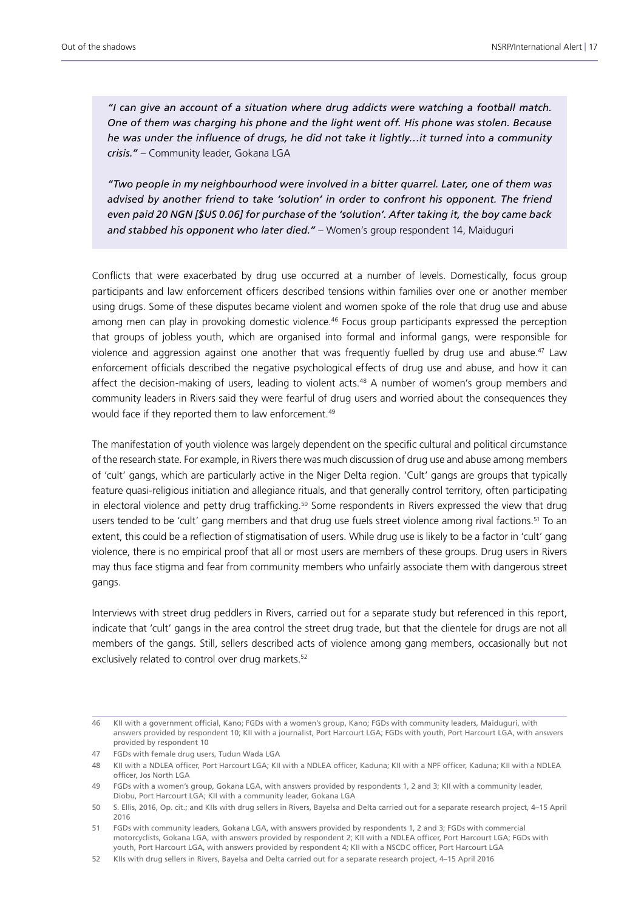> *"I can give an account of a situation where drug addicts were watching a football match. One of them was charging his phone and the light went off. His phone was stolen. Because he was under the influence of drugs, he did not take it lightly…it turned into a community crisis."* – Community leader, Gokana LGA
>
> *"Two people in my neighbourhood were involved in a bitter quarrel. Later, one of them was advised by another friend to take 'solution' in order to confront his opponent. The friend even paid 20 NGN [$US 0.06] for purchase of the 'solution'. After taking it, the boy came back and stabbed his opponent who later died."* – Women's group respondent 14, Maiduguri

Conflicts that were exacerbated by drug use occurred at a number of levels. Domestically, focus group participants and law enforcement officers described tensions within families over one or another member using drugs. Some of these disputes became violent and women spoke of the role that drug use and abuse among men can play in provoking domestic violence.[46] Focus group participants expressed the perception that groups of jobless youth, which are organised into formal and informal gangs, were responsible for violence and aggression against one another that was frequently fuelled by drug use and abuse.[47] Law enforcement officials described the negative psychological effects of drug use and abuse, and how it can affect the decision-making of users, leading to violent acts.[48] A number of women's group members and community leaders in Rivers said they were fearful of drug users and worried about the consequences they would face if they reported them to law enforcement.[49]

The manifestation of youth violence was largely dependent on the specific cultural and political circumstance of the research state. For example, in Rivers there was much discussion of drug use and abuse among members of 'cult' gangs, which are particularly active in the Niger Delta region. 'Cult' gangs are groups that typically feature quasi-religious initiation and allegiance rituals, and that generally control territory, often participating in electoral violence and petty drug trafficking.[50] Some respondents in Rivers expressed the view that drug users tended to be 'cult' gang members and that drug use fuels street violence among rival factions.[51] To an extent, this could be a reflection of stigmatisation of users. While drug use is likely to be a factor in 'cult' gang violence, there is no empirical proof that all or most users are members of these groups. Drug users in Rivers may thus face stigma and fear from community members who unfairly associate them with dangerous street gangs.

Interviews with street drug peddlers in Rivers, carried out for a separate study but referenced in this report, indicate that 'cult' gangs in the area control the street drug trade, but that the clientele for drugs are not all members of the gangs. Still, sellers described acts of violence among gang members, occasionally but not exclusively related to control over drug markets.[52]

---

46 KII with a government official, Kano; FGDs with a women's group, Kano; FGDs with community leaders, Maiduguri, with answers provided by respondent 10; KII with a journalist, Port Harcourt LGA; FGDs with youth, Port Harcourt LGA, with answers provided by respondent 10

47 FGDs with female drug users, Tudun Wada LGA

48 KII with a NDLEA officer, Port Harcourt LGA; KII with a NDLEA officer, Kaduna; KII with a NPF officer, Kaduna; KII with a NDLEA officer, Jos North LGA

49 FGDs with a women's group, Gokana LGA, with answers provided by respondents 1, 2 and 3; KII with a community leader, Diobu, Port Harcourt LGA; KII with a community leader, Gokana LGA

50 S. Ellis, 2016, Op. cit.; and KIIs with drug sellers in Rivers, Bayelsa and Delta carried out for a separate research project, 4–15 April 2016

51 FGDs with community leaders, Gokana LGA, with answers provided by respondents 1, 2 and 3; FGDs with commercial motorcyclists, Gokana LGA, with answers provided by respondent 2; KII with a NDLEA officer, Port Harcourt LGA; FGDs with youth, Port Harcourt LGA, with answers provided by respondent 4; KII with a NSCDC officer, Port Harcourt LGA

52 KIIs with drug sellers in Rivers, Bayelsa and Delta carried out for a separate research project, 4–15 April 2016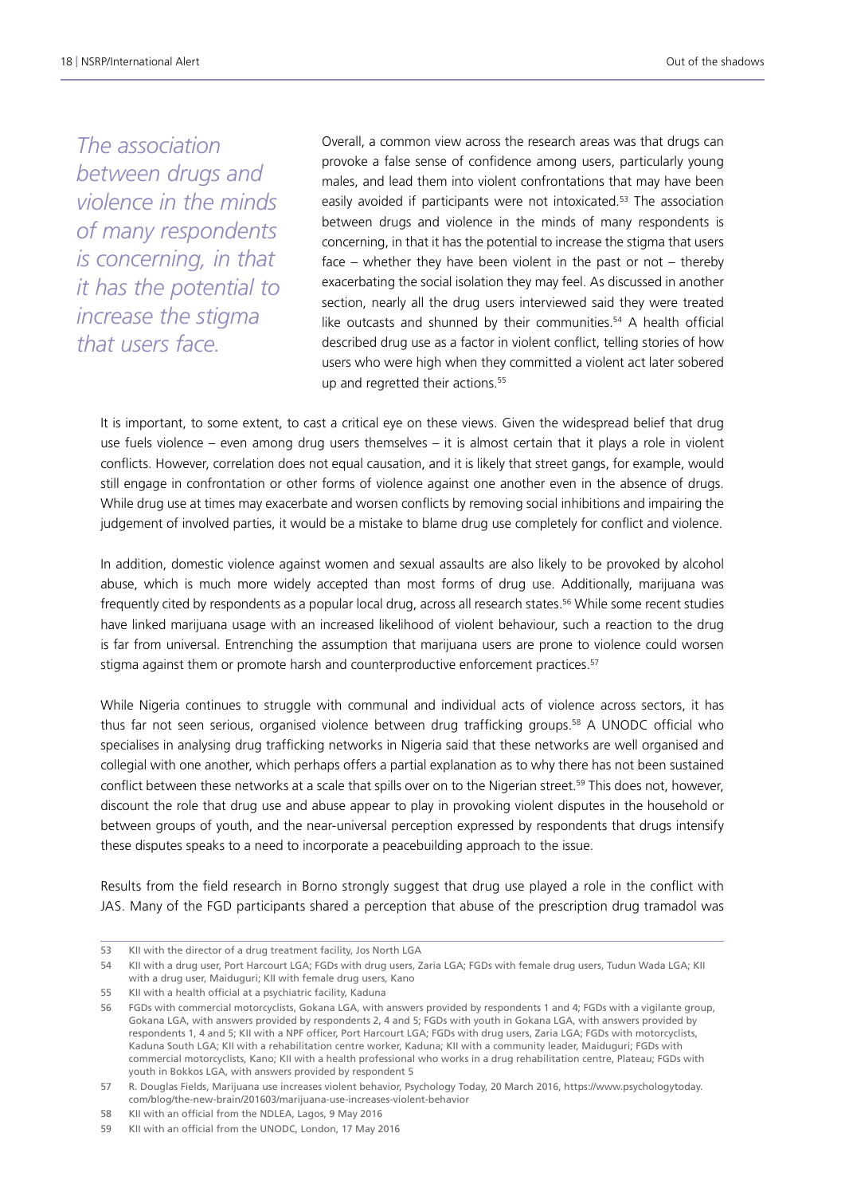*The association between drugs and violence in the minds of many respondents is concerning, in that it has the potential to increase the stigma that users face.*

Overall, a common view across the research areas was that drugs can provoke a false sense of confidence among users, particularly young males, and lead them into violent confrontations that may have been easily avoided if participants were not intoxicated.[53] The association between drugs and violence in the minds of many respondents is concerning, in that it has the potential to increase the stigma that users face – whether they have been violent in the past or not – thereby exacerbating the social isolation they may feel. As discussed in another section, nearly all the drug users interviewed said they were treated like outcasts and shunned by their communities.[54] A health official described drug use as a factor in violent conflict, telling stories of how users who were high when they committed a violent act later sobered up and regretted their actions.[55]

It is important, to some extent, to cast a critical eye on these views. Given the widespread belief that drug use fuels violence – even among drug users themselves – it is almost certain that it plays a role in violent conflicts. However, correlation does not equal causation, and it is likely that street gangs, for example, would still engage in confrontation or other forms of violence against one another even in the absence of drugs. While drug use at times may exacerbate and worsen conflicts by removing social inhibitions and impairing the judgement of involved parties, it would be a mistake to blame drug use completely for conflict and violence.

In addition, domestic violence against women and sexual assaults are also likely to be provoked by alcohol abuse, which is much more widely accepted than most forms of drug use. Additionally, marijuana was frequently cited by respondents as a popular local drug, across all research states.[56] While some recent studies have linked marijuana usage with an increased likelihood of violent behaviour, such a reaction to the drug is far from universal. Entrenching the assumption that marijuana users are prone to violence could worsen stigma against them or promote harsh and counterproductive enforcement practices.[57]

While Nigeria continues to struggle with communal and individual acts of violence across sectors, it has thus far not seen serious, organised violence between drug trafficking groups.[58] A UNODC official who specialises in analysing drug trafficking networks in Nigeria said that these networks are well organised and collegial with one another, which perhaps offers a partial explanation as to why there has not been sustained conflict between these networks at a scale that spills over on to the Nigerian street.[59] This does not, however, discount the role that drug use and abuse appear to play in provoking violent disputes in the household or between groups of youth, and the near-universal perception expressed by respondents that drugs intensify these disputes speaks to a need to incorporate a peacebuilding approach to the issue.

Results from the field research in Borno strongly suggest that drug use played a role in the conflict with JAS. Many of the FGD participants shared a perception that abuse of the prescription drug tramadol was

---

53 KII with the director of a drug treatment facility, Jos North LGA

54 KII with a drug user, Port Harcourt LGA; FGDs with drug users, Zaria LGA; FGDs with female drug users, Tudun Wada LGA; KII with a drug user, Maiduguri; KII with female drug users, Kano

55 KII with a health official at a psychiatric facility, Kaduna

56 FGDs with commercial motorcyclists, Gokana LGA, with answers provided by respondents 1 and 4; FGDs with a vigilante group, Gokana LGA, with answers provided by respondents 2, 4 and 5; FGDs with youth in Gokana LGA, with answers provided by respondents 1, 4 and 5; KII with a NPF officer, Port Harcourt LGA; FGDs with drug users, Zaria LGA; FGDs with motorcyclists, Kaduna South LGA; KII with a rehabilitation centre worker, Kaduna; KII with a community leader, Maiduguri; FGDs with commercial motorcyclists, Kano; KII with a health professional who works in a drug rehabilitation centre, Plateau; FGDs with youth in Bokkos LGA, with answers provided by respondent 5

57 R. Douglas Fields, Marijuana use increases violent behavior, Psychology Today, 20 March 2016, https://www.psychologytoday.com/blog/the-new-brain/201603/marijuana-use-increases-violent-behavior

58 KII with an official from the NDLEA, Lagos, 9 May 2016

59 KII with an official from the UNODC, London, 17 May 2016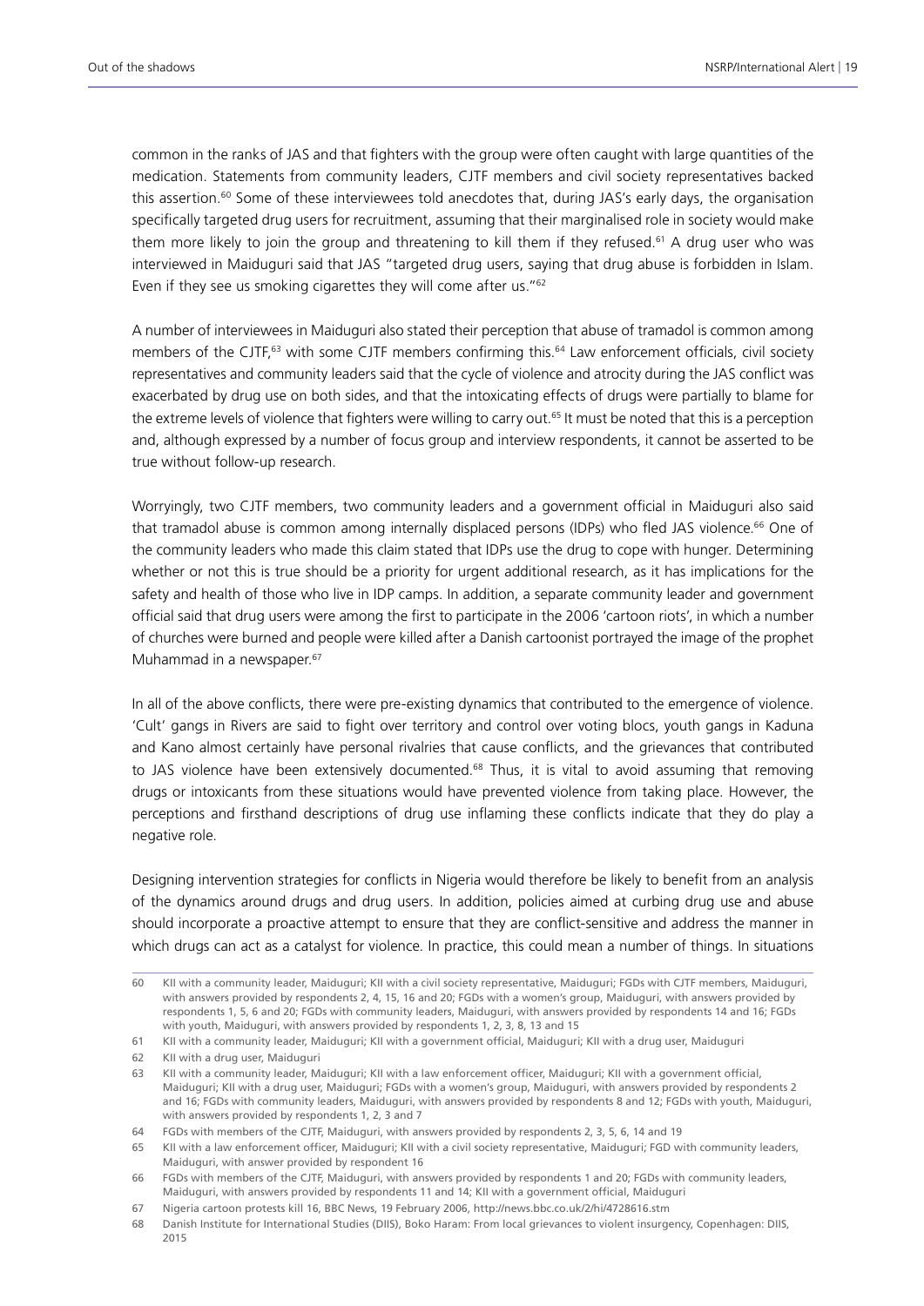common in the ranks of JAS and that fighters with the group were often caught with large quantities of the medication. Statements from community leaders, CJTF members and civil society representatives backed this assertion.[60] Some of these interviewees told anecdotes that, during JAS's early days, the organisation specifically targeted drug users for recruitment, assuming that their marginalised role in society would make them more likely to join the group and threatening to kill them if they refused.[61] A drug user who was interviewed in Maiduguri said that JAS "targeted drug users, saying that drug abuse is forbidden in Islam. Even if they see us smoking cigarettes they will come after us."[62]

A number of interviewees in Maiduguri also stated their perception that abuse of tramadol is common among members of the CJTF,[63] with some CJTF members confirming this.[64] Law enforcement officials, civil society representatives and community leaders said that the cycle of violence and atrocity during the JAS conflict was exacerbated by drug use on both sides, and that the intoxicating effects of drugs were partially to blame for the extreme levels of violence that fighters were willing to carry out.[65] It must be noted that this is a perception and, although expressed by a number of focus group and interview respondents, it cannot be asserted to be true without follow-up research.

Worryingly, two CJTF members, two community leaders and a government official in Maiduguri also said that tramadol abuse is common among internally displaced persons (IDPs) who fled JAS violence.[66] One of the community leaders who made this claim stated that IDPs use the drug to cope with hunger. Determining whether or not this is true should be a priority for urgent additional research, as it has implications for the safety and health of those who live in IDP camps. In addition, a separate community leader and government official said that drug users were among the first to participate in the 2006 'cartoon riots', in which a number of churches were burned and people were killed after a Danish cartoonist portrayed the image of the prophet Muhammad in a newspaper.[67]

In all of the above conflicts, there were pre-existing dynamics that contributed to the emergence of violence. 'Cult' gangs in Rivers are said to fight over territory and control over voting blocs, youth gangs in Kaduna and Kano almost certainly have personal rivalries that cause conflicts, and the grievances that contributed to JAS violence have been extensively documented.[68] Thus, it is vital to avoid assuming that removing drugs or intoxicants from these situations would have prevented violence from taking place. However, the perceptions and firsthand descriptions of drug use inflaming these conflicts indicate that they do play a negative role.

Designing intervention strategies for conflicts in Nigeria would therefore be likely to benefit from an analysis of the dynamics around drugs and drug users. In addition, policies aimed at curbing drug use and abuse should incorporate a proactive attempt to ensure that they are conflict-sensitive and address the manner in which drugs can act as a catalyst for violence. In practice, this could mean a number of things. In situations

---

60 KII with a community leader, Maiduguri; KII with a civil society representative, Maiduguri; FGDs with CJTF members, Maiduguri, with answers provided by respondents 2, 4, 15, 16 and 20; FGDs with a women's group, Maiduguri, with answers provided by respondents 1, 5, 6 and 20; FGDs with community leaders, Maiduguri, with answers provided by respondents 14 and 16; FGDs with youth, Maiduguri, with answers provided by respondents 1, 2, 3, 8, 13 and 15

61 KII with a community leader, Maiduguri; KII with a government official, Maiduguri; KII with a drug user, Maiduguri

62 KII with a drug user, Maiduguri

63 KII with a community leader, Maiduguri; KII with a law enforcement officer, Maiduguri; KII with a government official, Maiduguri; KII with a drug user, Maiduguri; FGDs with a women's group, Maiduguri, with answers provided by respondents 2 and 16; FGDs with community leaders, Maiduguri, with answers provided by respondents 8 and 12; FGDs with youth, Maiduguri, with answers provided by respondents 1, 2, 3 and 7

64 FGDs with members of the CJTF, Maiduguri, with answers provided by respondents 2, 3, 5, 6, 14 and 19

65 KII with a law enforcement officer, Maiduguri; KII with a civil society representative, Maiduguri; FGD with community leaders, Maiduguri, with answer provided by respondent 16

66 FGDs with members of the CJTF, Maiduguri, with answers provided by respondents 1 and 20; FGDs with community leaders, Maiduguri, with answers provided by respondents 11 and 14; KII with a government official, Maiduguri

67 Nigeria cartoon protests kill 16, BBC News, 19 February 2006, http://news.bbc.co.uk/2/hi/4728616.stm

68 Danish Institute for International Studies (DIIS), Boko Haram: From local grievances to violent insurgency, Copenhagen: DIIS, 2015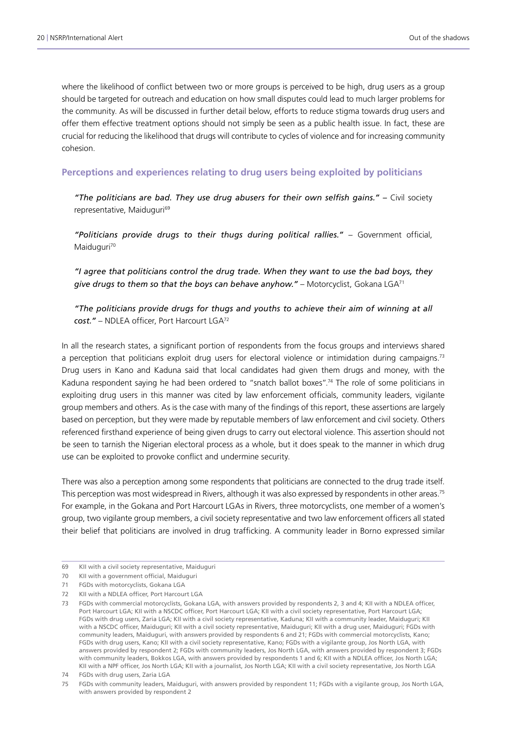where the likelihood of conflict between two or more groups is perceived to be high, drug users as a group should be targeted for outreach and education on how small disputes could lead to much larger problems for the community. As will be discussed in further detail below, efforts to reduce stigma towards drug users and offer them effective treatment options should not simply be seen as a public health issue. In fact, these are crucial for reducing the likelihood that drugs will contribute to cycles of violence and for increasing community cohesion.

### Perceptions and experiences relating to drug users being exploited by politicians

> *"The politicians are bad. They use drug abusers for their own selfish gains."* – Civil society representative, Maiduguri[69]

> *"Politicians provide drugs to their thugs during political rallies."* – Government official, Maiduguri[70]

> *"I agree that politicians control the drug trade. When they want to use the bad boys, they give drugs to them so that the boys can behave anyhow."* – Motorcyclist, Gokana LGA[71]

> *"The politicians provide drugs for thugs and youths to achieve their aim of winning at all cost."* – NDLEA officer, Port Harcourt LGA[72]

In all the research states, a significant portion of respondents from the focus groups and interviews shared a perception that politicians exploit drug users for electoral violence or intimidation during campaigns.[73] Drug users in Kano and Kaduna said that local candidates had given them drugs and money, with the Kaduna respondent saying he had been ordered to "snatch ballot boxes".[74] The role of some politicians in exploiting drug users in this manner was cited by law enforcement officials, community leaders, vigilante group members and others. As is the case with many of the findings of this report, these assertions are largely based on perception, but they were made by reputable members of law enforcement and civil society. Others referenced firsthand experience of being given drugs to carry out electoral violence. This assertion should not be seen to tarnish the Nigerian electoral process as a whole, but it does speak to the manner in which drug use can be exploited to provoke conflict and undermine security.

There was also a perception among some respondents that politicians are connected to the drug trade itself. This perception was most widespread in Rivers, although it was also expressed by respondents in other areas.[75] For example, in the Gokana and Port Harcourt LGAs in Rivers, three motorcyclists, one member of a women's group, two vigilante group members, a civil society representative and two law enforcement officers all stated their belief that politicians are involved in drug trafficking. A community leader in Borno expressed similar

---

69 KII with a civil society representative, Maiduguri

70 KII with a government official, Maiduguri

71 FGDs with motorcyclists, Gokana LGA

72 KII with a NDLEA officer, Port Harcourt LGA

73 FGDs with commercial motorcyclists, Gokana LGA, with answers provided by respondents 2, 3 and 4; KII with a NDLEA officer, Port Harcourt LGA; KII with a NSCDC officer, Port Harcourt LGA; KII with a civil society representative, Port Harcourt LGA; FGDs with drug users, Zaria LGA; KII with a civil society representative, Kaduna; KII with a community leader, Maiduguri; KII with a NSCDC officer, Maiduguri; KII with a civil society representative, Maiduguri; KII with a drug user, Maiduguri; FGDs with community leaders, Maiduguri, with answers provided by respondents 6 and 21; FGDs with commercial motorcyclists, Kano; FGDs with drug users, Kano; KII with a civil society representative, Kano; FGDs with a vigilante group, Jos North LGA, with answers provided by respondent 2; FGDs with community leaders, Jos North LGA, with answers provided by respondent 3; FGDs with community leaders, Bokkos LGA, with answers provided by respondents 1 and 6; KII with a NDLEA officer, Jos North LGA; KII with a NPF officer, Jos North LGA; KII with a journalist, Jos North LGA; KII with a civil society representative, Jos North LGA

74 FGDs with drug users, Zaria LGA

75 FGDs with community leaders, Maiduguri, with answers provided by respondent 11; FGDs with a vigilante group, Jos North LGA, with answers provided by respondent 2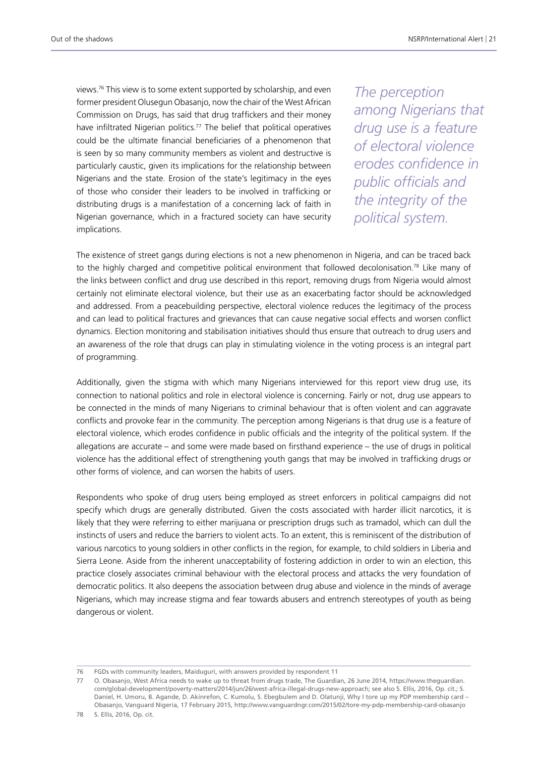views.[76] This view is to some extent supported by scholarship, and even former president Olusegun Obasanjo, now the chair of the West African Commission on Drugs, has said that drug traffickers and their money have infiltrated Nigerian politics.[77] The belief that political operatives could be the ultimate financial beneficiaries of a phenomenon that is seen by so many community members as violent and destructive is particularly caustic, given its implications for the relationship between Nigerians and the state. Erosion of the state's legitimacy in the eyes of those who consider their leaders to be involved in trafficking or distributing drugs is a manifestation of a concerning lack of faith in Nigerian governance, which in a fractured society can have security implications.

*The perception among Nigerians that drug use is a feature of electoral violence erodes confidence in public officials and the integrity of the political system.*

The existence of street gangs during elections is not a new phenomenon in Nigeria, and can be traced back to the highly charged and competitive political environment that followed decolonisation.[78] Like many of the links between conflict and drug use described in this report, removing drugs from Nigeria would almost certainly not eliminate electoral violence, but their use as an exacerbating factor should be acknowledged and addressed. From a peacebuilding perspective, electoral violence reduces the legitimacy of the process and can lead to political fractures and grievances that can cause negative social effects and worsen conflict dynamics. Election monitoring and stabilisation initiatives should thus ensure that outreach to drug users and an awareness of the role that drugs can play in stimulating violence in the voting process is an integral part of programming.

Additionally, given the stigma with which many Nigerians interviewed for this report view drug use, its connection to national politics and role in electoral violence is concerning. Fairly or not, drug use appears to be connected in the minds of many Nigerians to criminal behaviour that is often violent and can aggravate conflicts and provoke fear in the community. The perception among Nigerians is that drug use is a feature of electoral violence, which erodes confidence in public officials and the integrity of the political system. If the allegations are accurate – and some were made based on firsthand experience – the use of drugs in political violence has the additional effect of strengthening youth gangs that may be involved in trafficking drugs or other forms of violence, and can worsen the habits of users.

Respondents who spoke of drug users being employed as street enforcers in political campaigns did not specify which drugs are generally distributed. Given the costs associated with harder illicit narcotics, it is likely that they were referring to either marijuana or prescription drugs such as tramadol, which can dull the instincts of users and reduce the barriers to violent acts. To an extent, this is reminiscent of the distribution of various narcotics to young soldiers in other conflicts in the region, for example, to child soldiers in Liberia and Sierra Leone. Aside from the inherent unacceptability of fostering addiction in order to win an election, this practice closely associates criminal behaviour with the electoral process and attacks the very foundation of democratic politics. It also deepens the association between drug abuse and violence in the minds of average Nigerians, which may increase stigma and fear towards abusers and entrench stereotypes of youth as being dangerous or violent.

---

76 FGDs with community leaders, Maiduguri, with answers provided by respondent 11

77 O. Obasanjo, West Africa needs to wake up to threat from drugs trade, The Guardian, 26 June 2014, https://www.theguardian.com/global-development/poverty-matters/2014/jun/26/west-africa-illegal-drugs-new-approach; see also S. Ellis, 2016, Op. cit.; S. Daniel, H. Umoru, B. Agande, D. Akinrefon, C. Kumolu, S. Ebegbulem and D. Olatunji, Why I tore up my PDP membership card – Obasanjo, Vanguard Nigeria, 17 February 2015, http://www.vanguardngr.com/2015/02/tore-my-pdp-membership-card-obasanjo

78 S. Ellis, 2016, Op. cit.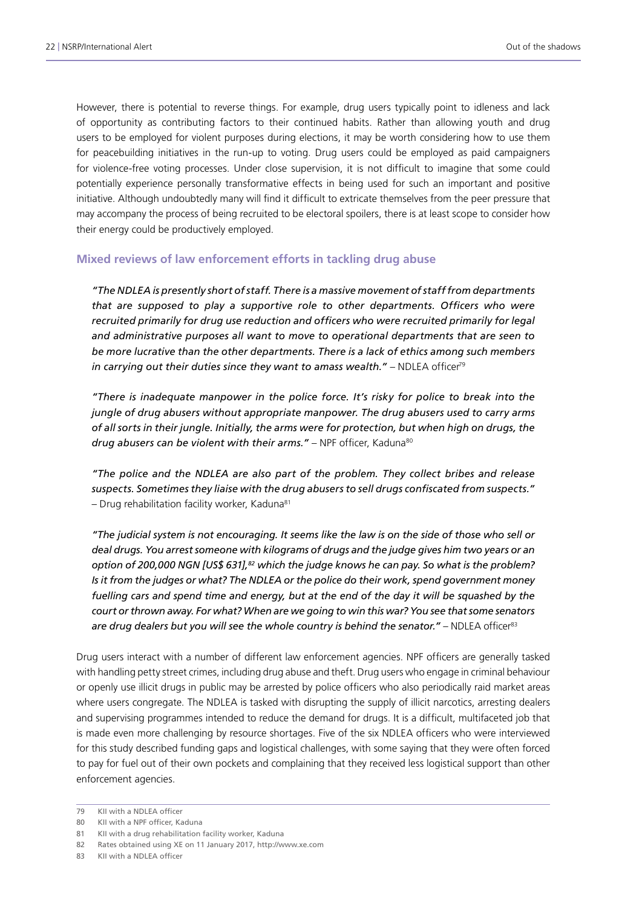However, there is potential to reverse things. For example, drug users typically point to idleness and lack of opportunity as contributing factors to their continued habits. Rather than allowing youth and drug users to be employed for violent purposes during elections, it may be worth considering how to use them for peacebuilding initiatives in the run-up to voting. Drug users could be employed as paid campaigners for violence-free voting processes. Under close supervision, it is not difficult to imagine that some could potentially experience personally transformative effects in being used for such an important and positive initiative. Although undoubtedly many will find it difficult to extricate themselves from the peer pressure that may accompany the process of being recruited to be electoral spoilers, there is at least scope to consider how their energy could be productively employed.

### Mixed reviews of law enforcement efforts in tackling drug abuse

> *"The NDLEA is presently short of staff. There is a massive movement of staff from departments that are supposed to play a supportive role to other departments. Officers who were recruited primarily for drug use reduction and officers who were recruited primarily for legal and administrative purposes all want to move to operational departments that are seen to be more lucrative than the other departments. There is a lack of ethics among such members in carrying out their duties since they want to amass wealth."* – NDLEA officer[79]

> *"There is inadequate manpower in the police force. It's risky for police to break into the jungle of drug abusers without appropriate manpower. The drug abusers used to carry arms of all sorts in their jungle. Initially, the arms were for protection, but when high on drugs, the drug abusers can be violent with their arms."* – NPF officer, Kaduna[80]

> *"The police and the NDLEA are also part of the problem. They collect bribes and release suspects. Sometimes they liaise with the drug abusers to sell drugs confiscated from suspects."* – Drug rehabilitation facility worker, Kaduna[81]

> *"The judicial system is not encouraging. It seems like the law is on the side of those who sell or deal drugs. You arrest someone with kilograms of drugs and the judge gives him two years or an option of 200,000 NGN [US$ 631],[82] which the judge knows he can pay. So what is the problem? Is it from the judges or what? The NDLEA or the police do their work, spend government money fuelling cars and spend time and energy, but at the end of the day it will be squashed by the court or thrown away. For what? When are we going to win this war? You see that some senators are drug dealers but you will see the whole country is behind the senator."* – NDLEA officer[83]

Drug users interact with a number of different law enforcement agencies. NPF officers are generally tasked with handling petty street crimes, including drug abuse and theft. Drug users who engage in criminal behaviour or openly use illicit drugs in public may be arrested by police officers who also periodically raid market areas where users congregate. The NDLEA is tasked with disrupting the supply of illicit narcotics, arresting dealers and supervising programmes intended to reduce the demand for drugs. It is a difficult, multifaceted job that is made even more challenging by resource shortages. Five of the six NDLEA officers who were interviewed for this study described funding gaps and logistical challenges, with some saying that they were often forced to pay for fuel out of their own pockets and complaining that they received less logistical support than other enforcement agencies.

---

79 KII with a NDLEA officer

80 KII with a NPF officer, Kaduna

81 KII with a drug rehabilitation facility worker, Kaduna

82 Rates obtained using XE on 11 January 2017, http://www.xe.com

83 KII with a NDLEA officer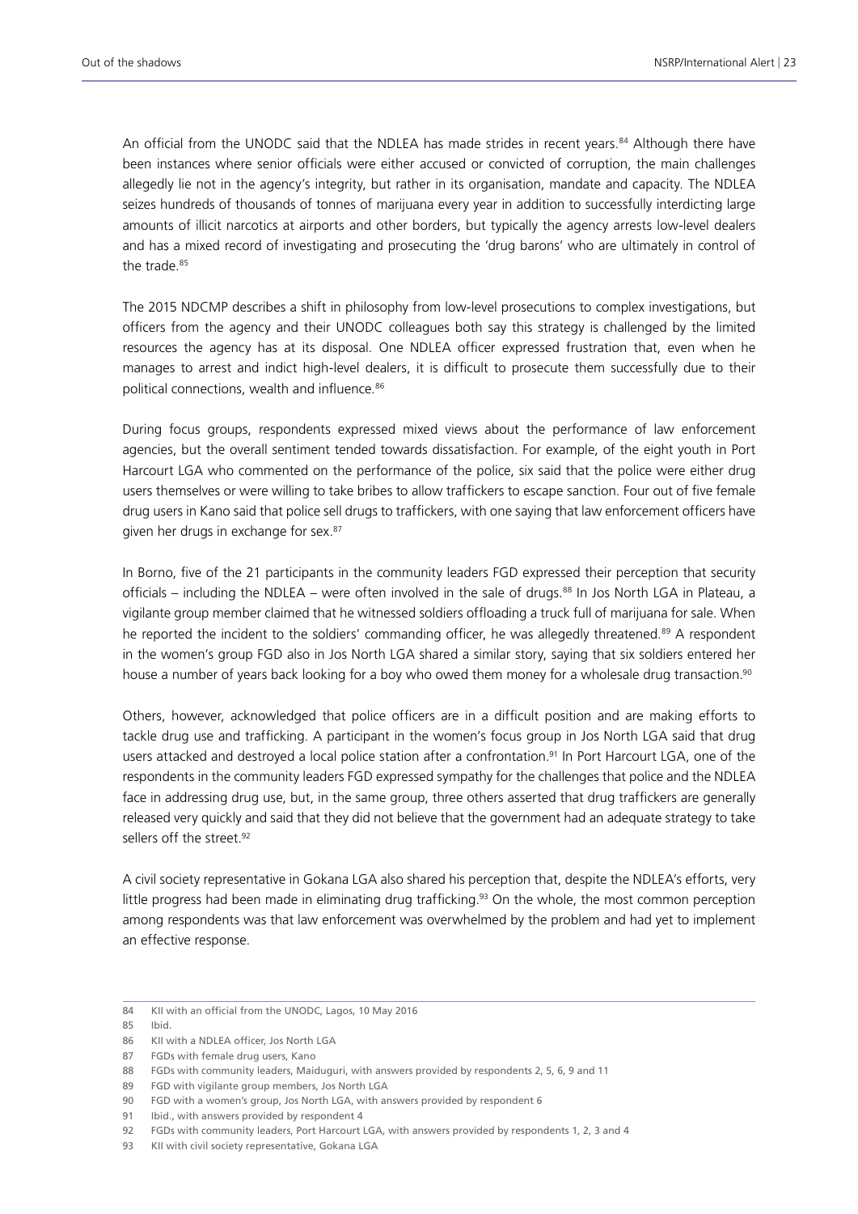An official from the UNODC said that the NDLEA has made strides in recent years.[84] Although there have been instances where senior officials were either accused or convicted of corruption, the main challenges allegedly lie not in the agency's integrity, but rather in its organisation, mandate and capacity. The NDLEA seizes hundreds of thousands of tonnes of marijuana every year in addition to successfully interdicting large amounts of illicit narcotics at airports and other borders, but typically the agency arrests low-level dealers and has a mixed record of investigating and prosecuting the 'drug barons' who are ultimately in control of the trade.[85]

The 2015 NDCMP describes a shift in philosophy from low-level prosecutions to complex investigations, but officers from the agency and their UNODC colleagues both say this strategy is challenged by the limited resources the agency has at its disposal. One NDLEA officer expressed frustration that, even when he manages to arrest and indict high-level dealers, it is difficult to prosecute them successfully due to their political connections, wealth and influence.[86]

During focus groups, respondents expressed mixed views about the performance of law enforcement agencies, but the overall sentiment tended towards dissatisfaction. For example, of the eight youth in Port Harcourt LGA who commented on the performance of the police, six said that the police were either drug users themselves or were willing to take bribes to allow traffickers to escape sanction. Four out of five female drug users in Kano said that police sell drugs to traffickers, with one saying that law enforcement officers have given her drugs in exchange for sex.[87]

In Borno, five of the 21 participants in the community leaders FGD expressed their perception that security officials – including the NDLEA – were often involved in the sale of drugs.[88] In Jos North LGA in Plateau, a vigilante group member claimed that he witnessed soldiers offloading a truck full of marijuana for sale. When he reported the incident to the soldiers' commanding officer, he was allegedly threatened.[89] A respondent in the women's group FGD also in Jos North LGA shared a similar story, saying that six soldiers entered her house a number of years back looking for a boy who owed them money for a wholesale drug transaction.[90]

Others, however, acknowledged that police officers are in a difficult position and are making efforts to tackle drug use and trafficking. A participant in the women's focus group in Jos North LGA said that drug users attacked and destroyed a local police station after a confrontation.[91] In Port Harcourt LGA, one of the respondents in the community leaders FGD expressed sympathy for the challenges that police and the NDLEA face in addressing drug use, but, in the same group, three others asserted that drug traffickers are generally released very quickly and said that they did not believe that the government had an adequate strategy to take sellers off the street.[92]

A civil society representative in Gokana LGA also shared his perception that, despite the NDLEA's efforts, very little progress had been made in eliminating drug trafficking.[93] On the whole, the most common perception among respondents was that law enforcement was overwhelmed by the problem and had yet to implement an effective response.

---

84 KII with an official from the UNODC, Lagos, 10 May 2016

85 Ibid.

86 KII with a NDLEA officer, Jos North LGA

87 FGDs with female drug users, Kano

88 FGDs with community leaders, Maiduguri, with answers provided by respondents 2, 5, 6, 9 and 11

89 FGD with vigilante group members, Jos North LGA

90 FGD with a women's group, Jos North LGA, with answers provided by respondent 6

91 Ibid., with answers provided by respondent 4

92 FGDs with community leaders, Port Harcourt LGA, with answers provided by respondents 1, 2, 3 and 4

93 KII with civil society representative, Gokana LGA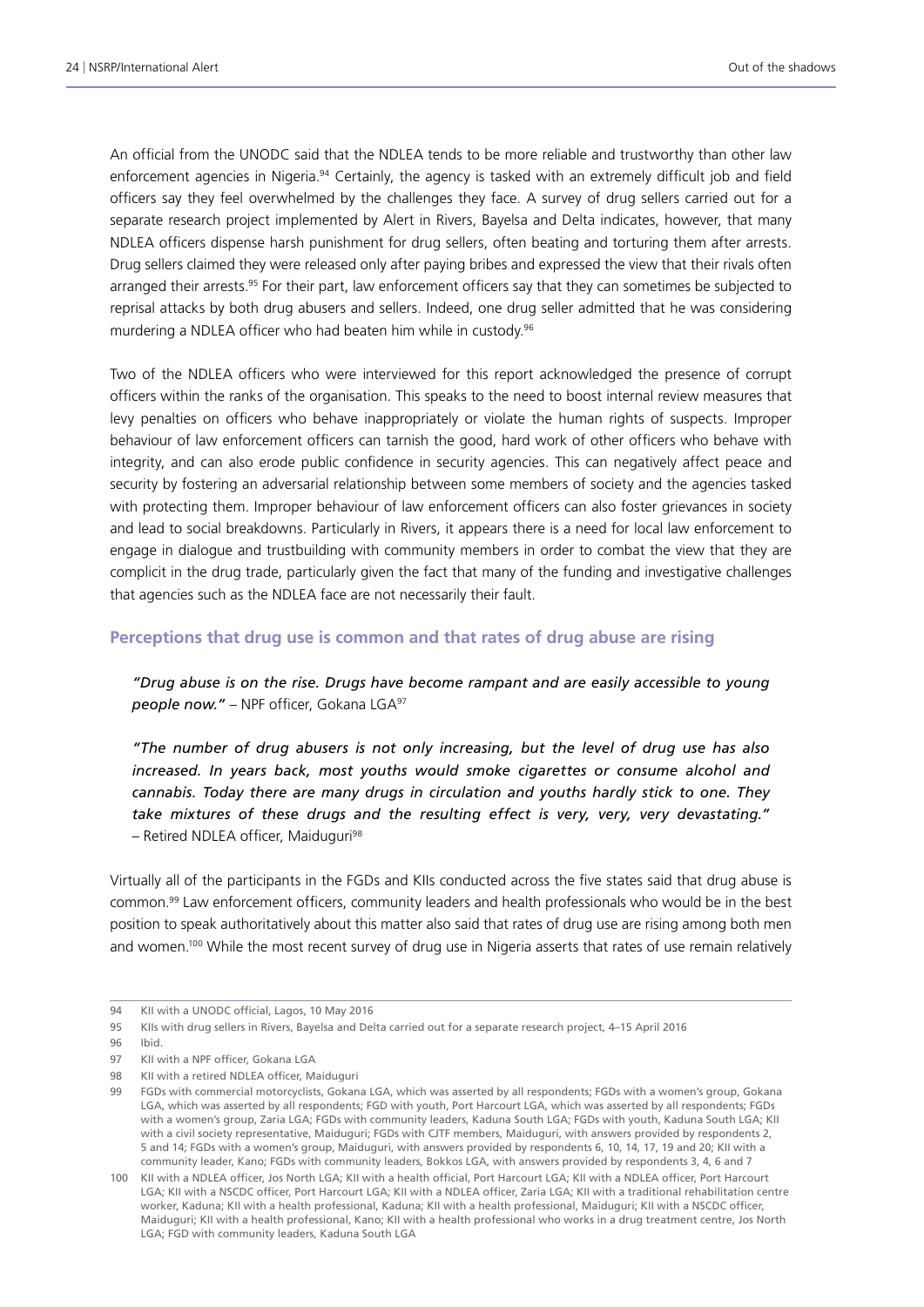An official from the UNODC said that the NDLEA tends to be more reliable and trustworthy than other law enforcement agencies in Nigeria.[94] Certainly, the agency is tasked with an extremely difficult job and field officers say they feel overwhelmed by the challenges they face. A survey of drug sellers carried out for a separate research project implemented by Alert in Rivers, Bayelsa and Delta indicates, however, that many NDLEA officers dispense harsh punishment for drug sellers, often beating and torturing them after arrests. Drug sellers claimed they were released only after paying bribes and expressed the view that their rivals often arranged their arrests.[95] For their part, law enforcement officers say that they can sometimes be subjected to reprisal attacks by both drug abusers and sellers. Indeed, one drug seller admitted that he was considering murdering a NDLEA officer who had beaten him while in custody.[96]

Two of the NDLEA officers who were interviewed for this report acknowledged the presence of corrupt officers within the ranks of the organisation. This speaks to the need to boost internal review measures that levy penalties on officers who behave inappropriately or violate the human rights of suspects. Improper behaviour of law enforcement officers can tarnish the good, hard work of other officers who behave with integrity, and can also erode public confidence in security agencies. This can negatively affect peace and security by fostering an adversarial relationship between some members of society and the agencies tasked with protecting them. Improper behaviour of law enforcement officers can also foster grievances in society and lead to social breakdowns. Particularly in Rivers, it appears there is a need for local law enforcement to engage in dialogue and trustbuilding with community members in order to combat the view that they are complicit in the drug trade, particularly given the fact that many of the funding and investigative challenges that agencies such as the NDLEA face are not necessarily their fault.

### Perceptions that drug use is common and that rates of drug abuse are rising

> *"Drug abuse is on the rise. Drugs have become rampant and are easily accessible to young people now."* – NPF officer, Gokana LGA[97]

> *"The number of drug abusers is not only increasing, but the level of drug use has also increased. In years back, most youths would smoke cigarettes or consume alcohol and cannabis. Today there are many drugs in circulation and youths hardly stick to one. They take mixtures of these drugs and the resulting effect is very, very, very devastating."* – Retired NDLEA officer, Maiduguri[98]

Virtually all of the participants in the FGDs and KIIs conducted across the five states said that drug abuse is common.[99] Law enforcement officers, community leaders and health professionals who would be in the best position to speak authoritatively about this matter also said that rates of drug use are rising among both men and women.[100] While the most recent survey of drug use in Nigeria asserts that rates of use remain relatively

---

94 KII with a UNODC official, Lagos, 10 May 2016

95 KIIs with drug sellers in Rivers, Bayelsa and Delta carried out for a separate research project, 4–15 April 2016

96 Ibid.

97 KII with a NPF officer, Gokana LGA

98 KII with a retired NDLEA officer, Maiduguri

99 FGDs with commercial motorcyclists, Gokana LGA, which was asserted by all respondents; FGDs with a women's group, Gokana LGA, which was asserted by all respondents; FGD with youth, Port Harcourt LGA, which was asserted by all respondents; FGDs with a women's group, Zaria LGA; FGDs with community leaders, Kaduna South LGA; FGDs with youth, Kaduna South LGA; KII with a civil society representative, Maiduguri; FGDs with CJTF members, Maiduguri, with answers provided by respondents 2, 5 and 14; FGDs with a women's group, Maiduguri, with answers provided by respondents 6, 10, 14, 17, 19 and 20; KII with a community leader, Kano; FGDs with community leaders, Bokkos LGA, with answers provided by respondents 3, 4, 6 and 7

100 KII with a NDLEA officer, Jos North LGA; KII with a health official, Port Harcourt LGA; KII with a NDLEA officer, Port Harcourt LGA; KII with a NSCDC officer, Port Harcourt LGA; KII with a NDLEA officer, Zaria LGA; KII with a traditional rehabilitation centre worker, Kaduna; KII with a health professional, Kaduna; KII with a health professional, Maiduguri; KII with a NSCDC officer, Maiduguri; KII with a health professional, Kano; KII with a health professional who works in a drug treatment centre, Jos North LGA; FGD with community leaders, Kaduna South LGA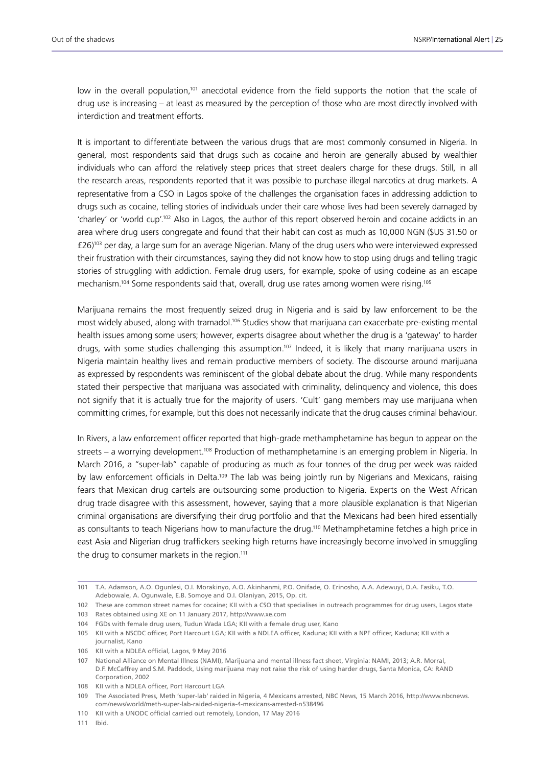low in the overall population,[101] anecdotal evidence from the field supports the notion that the scale of drug use is increasing – at least as measured by the perception of those who are most directly involved with interdiction and treatment efforts.

It is important to differentiate between the various drugs that are most commonly consumed in Nigeria. In general, most respondents said that drugs such as cocaine and heroin are generally abused by wealthier individuals who can afford the relatively steep prices that street dealers charge for these drugs. Still, in all the research areas, respondents reported that it was possible to purchase illegal narcotics at drug markets. A representative from a CSO in Lagos spoke of the challenges the organisation faces in addressing addiction to drugs such as cocaine, telling stories of individuals under their care whose lives had been severely damaged by 'charley' or 'world cup'.[102] Also in Lagos, the author of this report observed heroin and cocaine addicts in an area where drug users congregate and found that their habit can cost as much as 10,000 NGN ($US 31.50 or £26)[103] per day, a large sum for an average Nigerian. Many of the drug users who were interviewed expressed their frustration with their circumstances, saying they did not know how to stop using drugs and telling tragic stories of struggling with addiction. Female drug users, for example, spoke of using codeine as an escape mechanism.[104] Some respondents said that, overall, drug use rates among women were rising.[105]

Marijuana remains the most frequently seized drug in Nigeria and is said by law enforcement to be the most widely abused, along with tramadol.[106] Studies show that marijuana can exacerbate pre-existing mental health issues among some users; however, experts disagree about whether the drug is a 'gateway' to harder drugs, with some studies challenging this assumption.[107] Indeed, it is likely that many marijuana users in Nigeria maintain healthy lives and remain productive members of society. The discourse around marijuana as expressed by respondents was reminiscent of the global debate about the drug. While many respondents stated their perspective that marijuana was associated with criminality, delinquency and violence, this does not signify that it is actually true for the majority of users. 'Cult' gang members may use marijuana when committing crimes, for example, but this does not necessarily indicate that the drug causes criminal behaviour.

In Rivers, a law enforcement officer reported that high-grade methamphetamine has begun to appear on the streets – a worrying development.[108] Production of methamphetamine is an emerging problem in Nigeria. In March 2016, a "super-lab" capable of producing as much as four tonnes of the drug per week was raided by law enforcement officials in Delta.[109] The lab was being jointly run by Nigerians and Mexicans, raising fears that Mexican drug cartels are outsourcing some production to Nigeria. Experts on the West African drug trade disagree with this assessment, however, saying that a more plausible explanation is that Nigerian criminal organisations are diversifying their drug portfolio and that the Mexicans had been hired essentially as consultants to teach Nigerians how to manufacture the drug.[110] Methamphetamine fetches a high price in east Asia and Nigerian drug traffickers seeking high returns have increasingly become involved in smuggling the drug to consumer markets in the region.[111]

---

101 T.A. Adamson, A.O. Ogunlesi, O.I. Morakinyo, A.O. Akinhanmi, P.O. Onifade, O. Erinosho, A.A. Adewuyi, D.A. Fasiku, T.O. Adebowale, A. Ogunwale, E.B. Somoye and O.I. Olaniyan, 2015, Op. cit.

102 These are common street names for cocaine; KII with a CSO that specialises in outreach programmes for drug users, Lagos state

103 Rates obtained using XE on 11 January 2017, http://www.xe.com

104 FGDs with female drug users, Tudun Wada LGA; KII with a female drug user, Kano

105 KII with a NSCDC officer, Port Harcourt LGA; KII with a NDLEA officer, Kaduna; KII with a NPF officer, Kaduna; KII with a journalist, Kano

106 KII with a NDLEA official, Lagos, 9 May 2016

107 National Alliance on Mental Illness (NAMI), Marijuana and mental illness fact sheet, Virginia: NAMI, 2013; A.R. Morral, D.F. McCaffrey and S.M. Paddock, Using marijuana may not raise the risk of using harder drugs, Santa Monica, CA: RAND Corporation, 2002

108 KII with a NDLEA officer, Port Harcourt LGA

109 The Associated Press, Meth 'super-lab' raided in Nigeria, 4 Mexicans arrested, NBC News, 15 March 2016, http://www.nbcnews.com/news/world/meth-super-lab-raided-nigeria-4-mexicans-arrested-n538496

110 KII with a UNODC official carried out remotely, London, 17 May 2016

111 Ibid.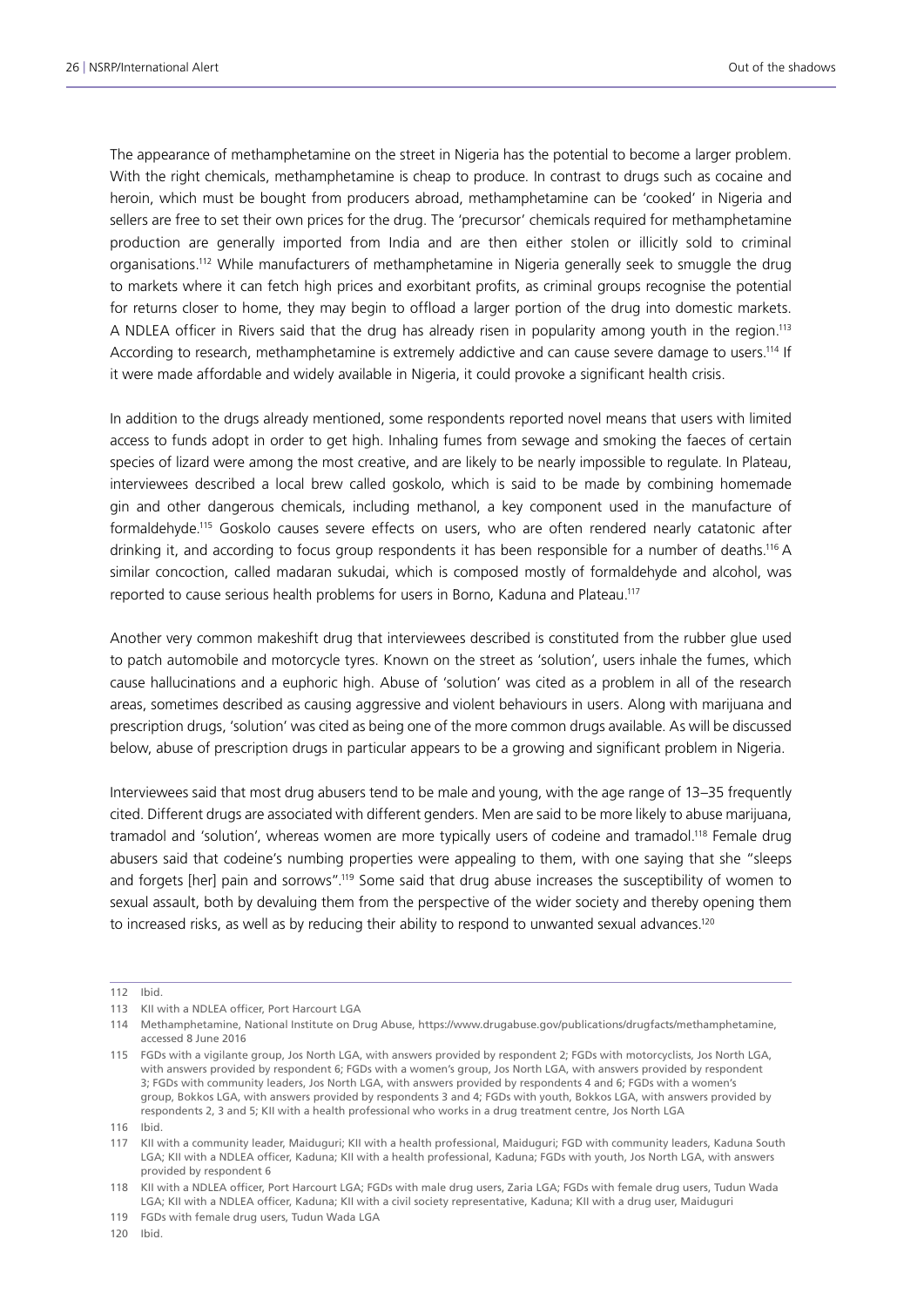The appearance of methamphetamine on the street in Nigeria has the potential to become a larger problem. With the right chemicals, methamphetamine is cheap to produce. In contrast to drugs such as cocaine and heroin, which must be bought from producers abroad, methamphetamine can be 'cooked' in Nigeria and sellers are free to set their own prices for the drug. The 'precursor' chemicals required for methamphetamine production are generally imported from India and are then either stolen or illicitly sold to criminal organisations.[112] While manufacturers of methamphetamine in Nigeria generally seek to smuggle the drug to markets where it can fetch high prices and exorbitant profits, as criminal groups recognise the potential for returns closer to home, they may begin to offload a larger portion of the drug into domestic markets. A NDLEA officer in Rivers said that the drug has already risen in popularity among youth in the region.[113] According to research, methamphetamine is extremely addictive and can cause severe damage to users.[114] If it were made affordable and widely available in Nigeria, it could provoke a significant health crisis.

In addition to the drugs already mentioned, some respondents reported novel means that users with limited access to funds adopt in order to get high. Inhaling fumes from sewage and smoking the faeces of certain species of lizard were among the most creative, and are likely to be nearly impossible to regulate. In Plateau, interviewees described a local brew called goskolo, which is said to be made by combining homemade gin and other dangerous chemicals, including methanol, a key component used in the manufacture of formaldehyde.[115] Goskolo causes severe effects on users, who are often rendered nearly catatonic after drinking it, and according to focus group respondents it has been responsible for a number of deaths.[116] A similar concoction, called madaran sukudai, which is composed mostly of formaldehyde and alcohol, was reported to cause serious health problems for users in Borno, Kaduna and Plateau.[117]

Another very common makeshift drug that interviewees described is constituted from the rubber glue used to patch automobile and motorcycle tyres. Known on the street as 'solution', users inhale the fumes, which cause hallucinations and a euphoric high. Abuse of 'solution' was cited as a problem in all of the research areas, sometimes described as causing aggressive and violent behaviours in users. Along with marijuana and prescription drugs, 'solution' was cited as being one of the more common drugs available. As will be discussed below, abuse of prescription drugs in particular appears to be a growing and significant problem in Nigeria.

Interviewees said that most drug abusers tend to be male and young, with the age range of 13–35 frequently cited. Different drugs are associated with different genders. Men are said to be more likely to abuse marijuana, tramadol and 'solution', whereas women are more typically users of codeine and tramadol.[118] Female drug abusers said that codeine's numbing properties were appealing to them, with one saying that she "sleeps and forgets [her] pain and sorrows".[119] Some said that drug abuse increases the susceptibility of women to sexual assault, both by devaluing them from the perspective of the wider society and thereby opening them to increased risks, as well as by reducing their ability to respond to unwanted sexual advances.[120]

---

112 Ibid.

113 KII with a NDLEA officer, Port Harcourt LGA

114 Methamphetamine, National Institute on Drug Abuse, https://www.drugabuse.gov/publications/drugfacts/methamphetamine, accessed 8 June 2016

115 FGDs with a vigilante group, Jos North LGA, with answers provided by respondent 2; FGDs with motorcyclists, Jos North LGA, with answers provided by respondent 6; FGDs with a women's group, Jos North LGA, with answers provided by respondent 3; FGDs with community leaders, Jos North LGA, with answers provided by respondents 4 and 6; FGDs with a women's group, Bokkos LGA, with answers provided by respondents 3 and 4; FGDs with youth, Bokkos LGA, with answers provided by respondents 2, 3 and 5; KII with a health professional who works in a drug treatment centre, Jos North LGA

116 Ibid.

117 KII with a community leader, Maiduguri; KII with a health professional, Maiduguri; FGD with community leaders, Kaduna South LGA; KII with a NDLEA officer, Kaduna; KII with a health professional, Kaduna; FGDs with youth, Jos North LGA, with answers provided by respondent 6

118 KII with a NDLEA officer, Port Harcourt LGA; FGDs with male drug users, Zaria LGA; FGDs with female drug users, Tudun Wada LGA; KII with a NDLEA officer, Kaduna; KII with a civil society representative, Kaduna; KII with a drug user, Maiduguri

119 FGDs with female drug users, Tudun Wada LGA

120 Ibid.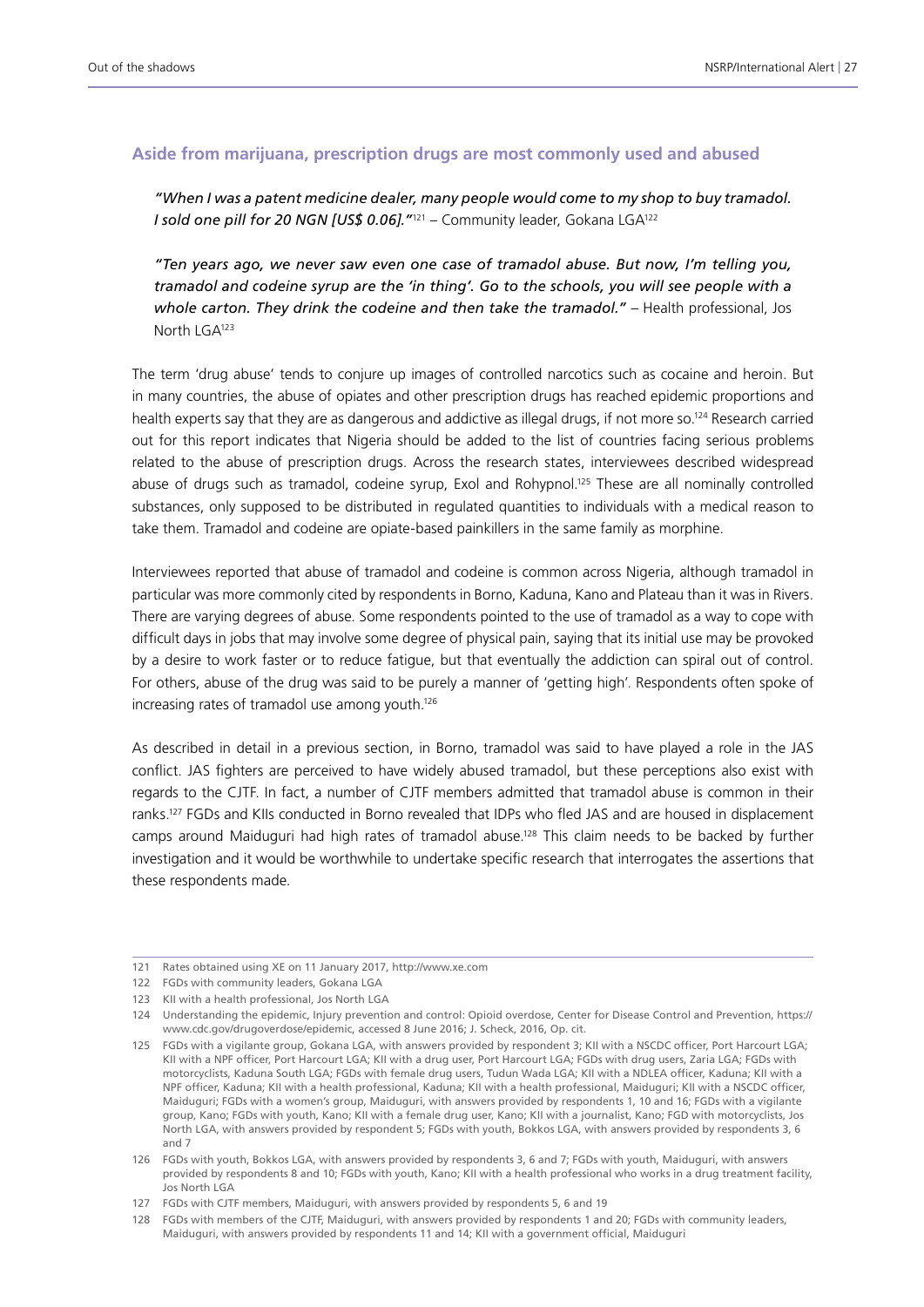### Aside from marijuana, prescription drugs are most commonly used and abused

*"When I was a patent medicine dealer, many people would come to my shop to buy tramadol. I sold one pill for 20 NGN [US$ 0.06]."*[121] – Community leader, Gokana LGA[122]

*"Ten years ago, we never saw even one case of tramadol abuse. But now, I'm telling you, tramadol and codeine syrup are the 'in thing'. Go to the schools, you will see people with a whole carton. They drink the codeine and then take the tramadol."* – Health professional, Jos North LGA[123]

The term 'drug abuse' tends to conjure up images of controlled narcotics such as cocaine and heroin. But in many countries, the abuse of opiates and other prescription drugs has reached epidemic proportions and health experts say that they are as dangerous and addictive as illegal drugs, if not more so.[124] Research carried out for this report indicates that Nigeria should be added to the list of countries facing serious problems related to the abuse of prescription drugs. Across the research states, interviewees described widespread abuse of drugs such as tramadol, codeine syrup, Exol and Rohypnol.[125] These are all nominally controlled substances, only supposed to be distributed in regulated quantities to individuals with a medical reason to take them. Tramadol and codeine are opiate-based painkillers in the same family as morphine.

Interviewees reported that abuse of tramadol and codeine is common across Nigeria, although tramadol in particular was more commonly cited by respondents in Borno, Kaduna, Kano and Plateau than it was in Rivers. There are varying degrees of abuse. Some respondents pointed to the use of tramadol as a way to cope with difficult days in jobs that may involve some degree of physical pain, saying that its initial use may be provoked by a desire to work faster or to reduce fatigue, but that eventually the addiction can spiral out of control. For others, abuse of the drug was said to be purely a manner of 'getting high'. Respondents often spoke of increasing rates of tramadol use among youth.[126]

As described in detail in a previous section, in Borno, tramadol was said to have played a role in the JAS conflict. JAS fighters are perceived to have widely abused tramadol, but these perceptions also exist with regards to the CJTF. In fact, a number of CJTF members admitted that tramadol abuse is common in their ranks.[127] FGDs and KIIs conducted in Borno revealed that IDPs who fled JAS and are housed in displacement camps around Maiduguri had high rates of tramadol abuse.[128] This claim needs to be backed by further investigation and it would be worthwhile to undertake specific research that interrogates the assertions that these respondents made.

---

121 Rates obtained using XE on 11 January 2017, http://www.xe.com

122 FGDs with community leaders, Gokana LGA

123 KII with a health professional, Jos North LGA

124 Understanding the epidemic, Injury prevention and control: Opioid overdose, Center for Disease Control and Prevention, https://www.cdc.gov/drugoverdose/epidemic, accessed 8 June 2016; J. Scheck, 2016, Op. cit.

125 FGDs with a vigilante group, Gokana LGA, with answers provided by respondent 3; KII with a NSCDC officer, Port Harcourt LGA; KII with a NPF officer, Port Harcourt LGA; KII with a drug user, Port Harcourt LGA; FGDs with drug users, Zaria LGA; FGDs with motorcyclists, Kaduna South LGA; FGDs with female drug users, Tudun Wada LGA; KII with a NDLEA officer, Kaduna; KII with a NPF officer, Kaduna; KII with a health professional, Kaduna; KII with a health professional, Maiduguri; KII with a NSCDC officer, Maiduguri; FGDs with a women's group, Maiduguri, with answers provided by respondents 1, 10 and 16; FGDs with a vigilante group, Kano; FGDs with youth, Kano; KII with a female drug user, Kano; KII with a journalist, Kano; FGD with motorcyclists, Jos North LGA, with answers provided by respondent 5; FGDs with youth, Bokkos LGA, with answers provided by respondents 3, 6 and 7

126 FGDs with youth, Bokkos LGA, with answers provided by respondents 3, 6 and 7; FGDs with youth, Maiduguri, with answers provided by respondents 8 and 10; FGDs with youth, Kano; KII with a health professional who works in a drug treatment facility, Jos North LGA

127 FGDs with CJTF members, Maiduguri, with answers provided by respondents 5, 6 and 19

128 FGDs with members of the CJTF, Maiduguri, with answers provided by respondents 1 and 20; FGDs with community leaders, Maiduguri, with answers provided by respondents 11 and 14; KII with a government official, Maiduguri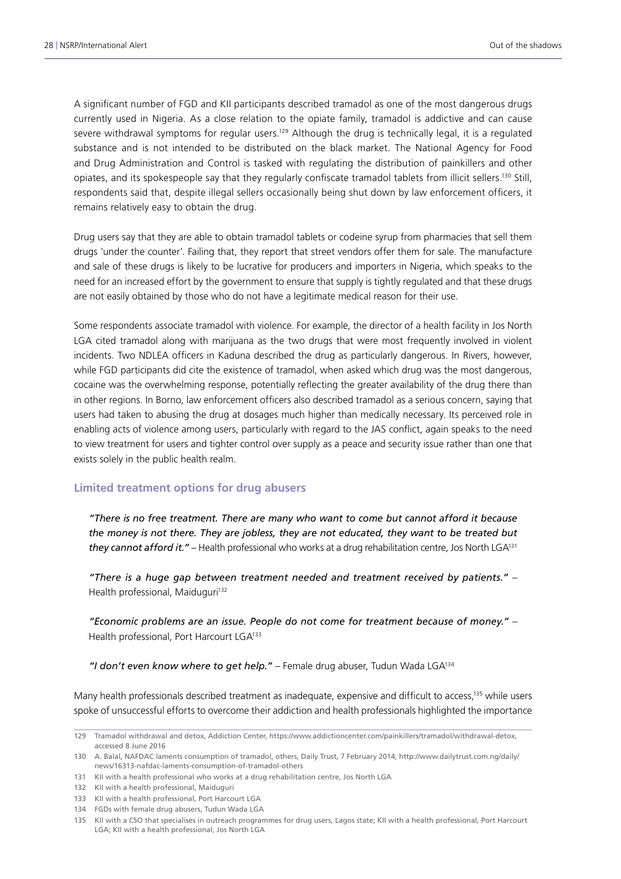A significant number of FGD and KII participants described tramadol as one of the most dangerous drugs currently used in Nigeria. As a close relation to the opiate family, tramadol is addictive and can cause severe withdrawal symptoms for regular users.[129] Although the drug is technically legal, it is a regulated substance and is not intended to be distributed on the black market. The National Agency for Food and Drug Administration and Control is tasked with regulating the distribution of painkillers and other opiates, and its spokespeople say that they regularly confiscate tramadol tablets from illicit sellers.[130] Still, respondents said that, despite illegal sellers occasionally being shut down by law enforcement officers, it remains relatively easy to obtain the drug.

Drug users say that they are able to obtain tramadol tablets or codeine syrup from pharmacies that sell them drugs 'under the counter'. Failing that, they report that street vendors offer them for sale. The manufacture and sale of these drugs is likely to be lucrative for producers and importers in Nigeria, which speaks to the need for an increased effort by the government to ensure that supply is tightly regulated and that these drugs are not easily obtained by those who do not have a legitimate medical reason for their use.

Some respondents associate tramadol with violence. For example, the director of a health facility in Jos North LGA cited tramadol along with marijuana as the two drugs that were most frequently involved in violent incidents. Two NDLEA officers in Kaduna described the drug as particularly dangerous. In Rivers, however, while FGD participants did cite the existence of tramadol, when asked which drug was the most dangerous, cocaine was the overwhelming response, potentially reflecting the greater availability of the drug there than in other regions. In Borno, law enforcement officers also described tramadol as a serious concern, saying that users had taken to abusing the drug at dosages much higher than medically necessary. Its perceived role in enabling acts of violence among users, particularly with regard to the JAS conflict, again speaks to the need to view treatment for users and tighter control over supply as a peace and security issue rather than one that exists solely in the public health realm.

### Limited treatment options for drug abusers

> *"There is no free treatment. There are many who want to come but cannot afford it because the money is not there. They are jobless, they are not educated, they want to be treated but they cannot afford it."* – Health professional who works at a drug rehabilitation centre, Jos North LGA[131]

> *"There is a huge gap between treatment needed and treatment received by patients."* – Health professional, Maiduguri[132]

> *"Economic problems are an issue. People do not come for treatment because of money."* – Health professional, Port Harcourt LGA[133]

> *"I don't even know where to get help."* – Female drug abuser, Tudun Wada LGA[134]

Many health professionals described treatment as inadequate, expensive and difficult to access,[135] while users spoke of unsuccessful efforts to overcome their addiction and health professionals highlighted the importance

---

129 Tramadol withdrawal and detox, Addiction Center, https://www.addictioncenter.com/painkillers/tramadol/withdrawal-detox, accessed 8 June 2016

130 A. Balal, NAFDAC laments consumption of tramadol, others, Daily Trust, 7 February 2014, http://www.dailytrust.com.ng/daily/news/16313-nafdac-laments-consumption-of-tramadol-others

131 KII with a health professional who works at a drug rehabilitation centre, Jos North LGA

132 KII with a health professional, Maiduguri

133 KII with a health professional, Port Harcourt LGA

134 FGDs with female drug abusers, Tudun Wada LGA

135 KII with a CSO that specialises in outreach programmes for drug users, Lagos state; KII with a health professional, Port Harcourt LGA; KII with a health professional, Jos North LGA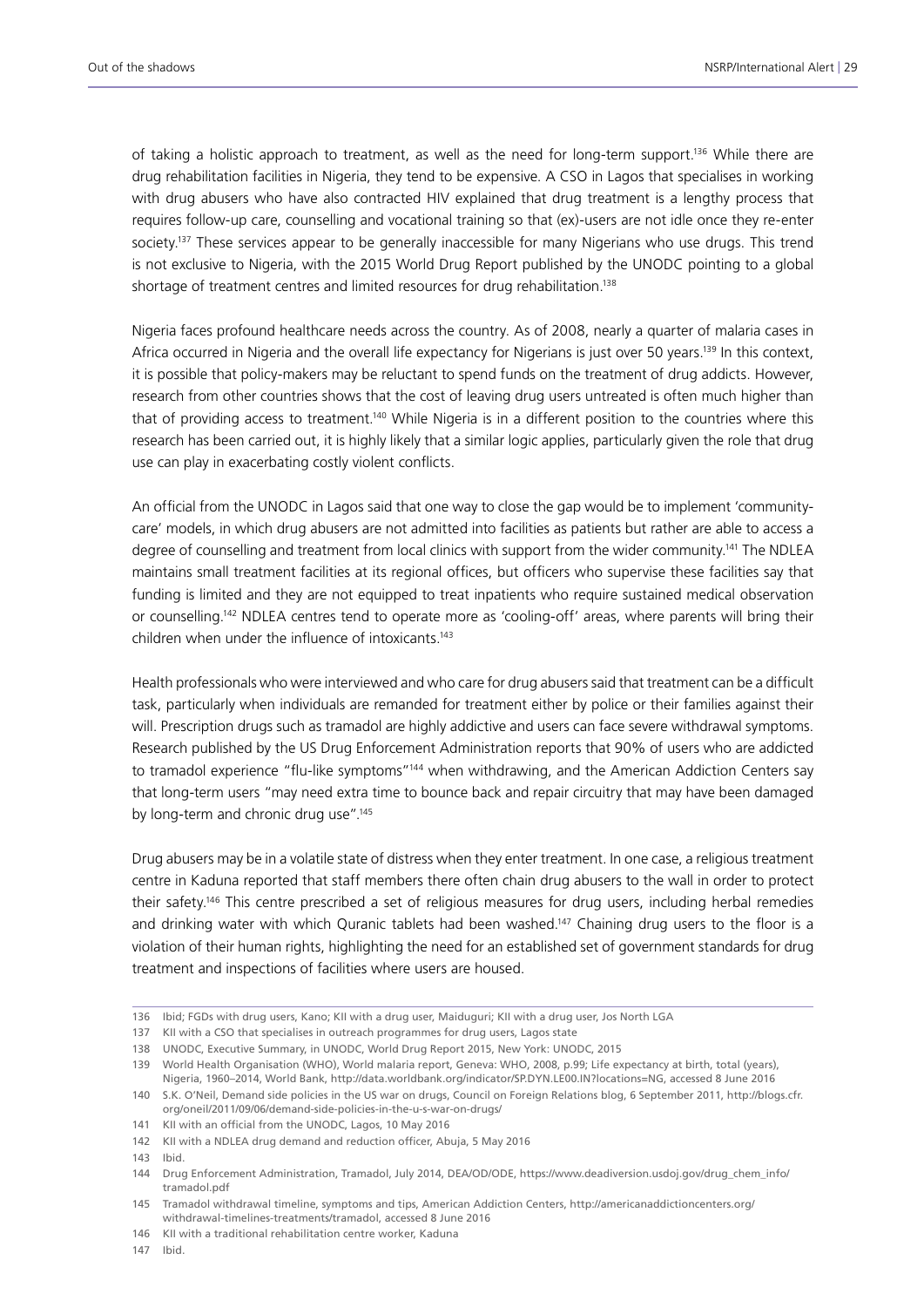of taking a holistic approach to treatment, as well as the need for long-term support.[136] While there are drug rehabilitation facilities in Nigeria, they tend to be expensive. A CSO in Lagos that specialises in working with drug abusers who have also contracted HIV explained that drug treatment is a lengthy process that requires follow-up care, counselling and vocational training so that (ex)-users are not idle once they re-enter society.[137] These services appear to be generally inaccessible for many Nigerians who use drugs. This trend is not exclusive to Nigeria, with the 2015 World Drug Report published by the UNODC pointing to a global shortage of treatment centres and limited resources for drug rehabilitation.[138]

Nigeria faces profound healthcare needs across the country. As of 2008, nearly a quarter of malaria cases in Africa occurred in Nigeria and the overall life expectancy for Nigerians is just over 50 years.[139] In this context, it is possible that policy-makers may be reluctant to spend funds on the treatment of drug addicts. However, research from other countries shows that the cost of leaving drug users untreated is often much higher than that of providing access to treatment.[140] While Nigeria is in a different position to the countries where this research has been carried out, it is highly likely that a similar logic applies, particularly given the role that drug use can play in exacerbating costly violent conflicts.

An official from the UNODC in Lagos said that one way to close the gap would be to implement 'community-care' models, in which drug abusers are not admitted into facilities as patients but rather are able to access a degree of counselling and treatment from local clinics with support from the wider community.[141] The NDLEA maintains small treatment facilities at its regional offices, but officers who supervise these facilities say that funding is limited and they are not equipped to treat inpatients who require sustained medical observation or counselling.[142] NDLEA centres tend to operate more as 'cooling-off' areas, where parents will bring their children when under the influence of intoxicants.[143]

Health professionals who were interviewed and who care for drug abusers said that treatment can be a difficult task, particularly when individuals are remanded for treatment either by police or their families against their will. Prescription drugs such as tramadol are highly addictive and users can face severe withdrawal symptoms. Research published by the US Drug Enforcement Administration reports that 90% of users who are addicted to tramadol experience "flu-like symptoms"[144] when withdrawing, and the American Addiction Centers say that long-term users "may need extra time to bounce back and repair circuitry that may have been damaged by long-term and chronic drug use".[145]

Drug abusers may be in a volatile state of distress when they enter treatment. In one case, a religious treatment centre in Kaduna reported that staff members there often chain drug abusers to the wall in order to protect their safety.[146] This centre prescribed a set of religious measures for drug users, including herbal remedies and drinking water with which Quranic tablets had been washed.[147] Chaining drug users to the floor is a violation of their human rights, highlighting the need for an established set of government standards for drug treatment and inspections of facilities where users are housed.

---

136 Ibid; FGDs with drug users, Kano; KII with a drug user, Maiduguri; KII with a drug user, Jos North LGA

137 KII with a CSO that specialises in outreach programmes for drug users, Lagos state

138 UNODC, Executive Summary, in UNODC, World Drug Report 2015, New York: UNODC, 2015

139 World Health Organisation (WHO), World malaria report, Geneva: WHO, 2008, p.99; Life expectancy at birth, total (years), Nigeria, 1960–2014, World Bank, http://data.worldbank.org/indicator/SP.DYN.LE00.IN?locations=NG, accessed 8 June 2016

140 S.K. O'Neil, Demand side policies in the US war on drugs, Council on Foreign Relations blog, 6 September 2011, http://blogs.cfr.org/oneil/2011/09/06/demand-side-policies-in-the-u-s-war-on-drugs/

141 KII with an official from the UNODC, Lagos, 10 May 2016

142 KII with a NDLEA drug demand and reduction officer, Abuja, 5 May 2016

143 Ibid.

144 Drug Enforcement Administration, Tramadol, July 2014, DEA/OD/ODE, https://www.deadiversion.usdoj.gov/drug_chem_info/tramadol.pdf

145 Tramadol withdrawal timeline, symptoms and tips, American Addiction Centers, http://americanaddictioncenters.org/withdrawal-timelines-treatments/tramadol, accessed 8 June 2016

146 KII with a traditional rehabilitation centre worker, Kaduna

147 Ibid.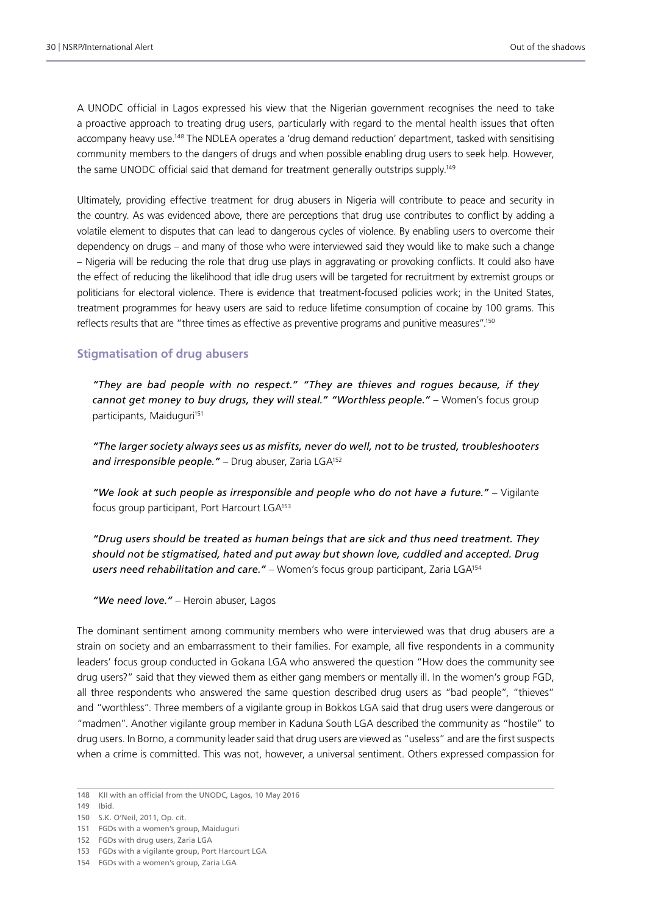A UNODC official in Lagos expressed his view that the Nigerian government recognises the need to take a proactive approach to treating drug users, particularly with regard to the mental health issues that often accompany heavy use.[148] The NDLEA operates a 'drug demand reduction' department, tasked with sensitising community members to the dangers of drugs and when possible enabling drug users to seek help. However, the same UNODC official said that demand for treatment generally outstrips supply.[149]

Ultimately, providing effective treatment for drug abusers in Nigeria will contribute to peace and security in the country. As was evidenced above, there are perceptions that drug use contributes to conflict by adding a volatile element to disputes that can lead to dangerous cycles of violence. By enabling users to overcome their dependency on drugs – and many of those who were interviewed said they would like to make such a change – Nigeria will be reducing the role that drug use plays in aggravating or provoking conflicts. It could also have the effect of reducing the likelihood that idle drug users will be targeted for recruitment by extremist groups or politicians for electoral violence. There is evidence that treatment-focused policies work; in the United States, treatment programmes for heavy users are said to reduce lifetime consumption of cocaine by 100 grams. This reflects results that are "three times as effective as preventive programs and punitive measures".[150]

### Stigmatisation of drug abusers

> ***"They are bad people with no respect." "They are thieves and rogues because, if they cannot get money to buy drugs, they will steal." "Worthless people."*** – Women's focus group participants, Maiduguri[151]
>
> ***"The larger society always sees us as misfits, never do well, not to be trusted, troubleshooters and irresponsible people."*** – Drug abuser, Zaria LGA[152]
>
> ***"We look at such people as irresponsible and people who do not have a future."*** – Vigilante focus group participant, Port Harcourt LGA[153]
>
> ***"Drug users should be treated as human beings that are sick and thus need treatment. They should not be stigmatised, hated and put away but shown love, cuddled and accepted. Drug users need rehabilitation and care."*** – Women's focus group participant, Zaria LGA[154]
>
> ***"We need love."*** – Heroin abuser, Lagos

The dominant sentiment among community members who were interviewed was that drug abusers are a strain on society and an embarrassment to their families. For example, all five respondents in a community leaders' focus group conducted in Gokana LGA who answered the question "How does the community see drug users?" said that they viewed them as either gang members or mentally ill. In the women's group FGD, all three respondents who answered the same question described drug users as "bad people", "thieves" and "worthless". Three members of a vigilante group in Bokkos LGA said that drug users were dangerous or "madmen". Another vigilante group member in Kaduna South LGA described the community as "hostile" to drug users. In Borno, a community leader said that drug users are viewed as "useless" and are the first suspects when a crime is committed. This was not, however, a universal sentiment. Others expressed compassion for

148 KII with an official from the UNODC, Lagos, 10 May 2016
149 Ibid.
150 S.K. O'Neil, 2011, Op. cit.
151 FGDs with a women's group, Maiduguri
152 FGDs with drug users, Zaria LGA
153 FGDs with a vigilante group, Port Harcourt LGA
154 FGDs with a women's group, Zaria LGA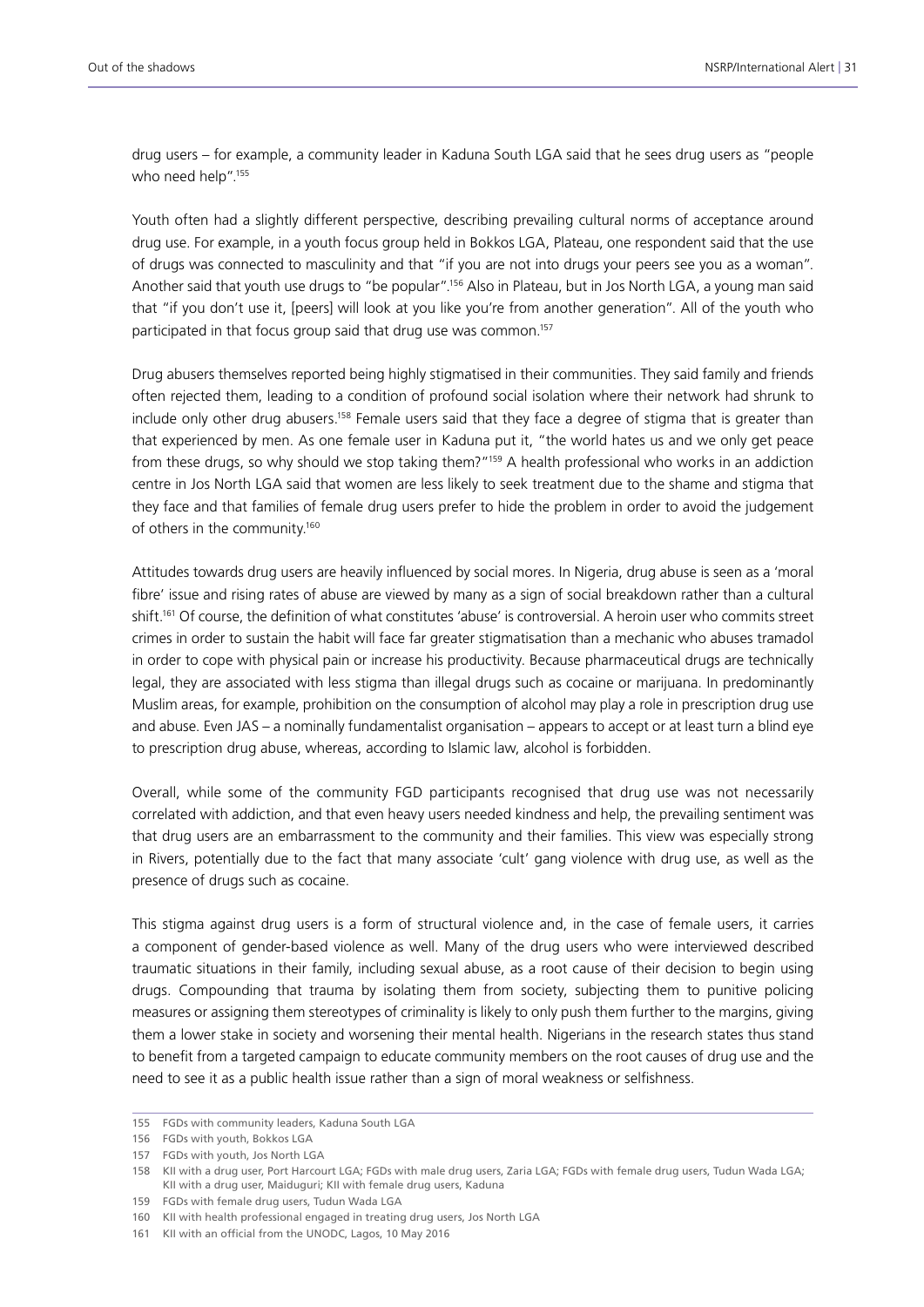drug users – for example, a community leader in Kaduna South LGA said that he sees drug users as "people who need help".[155]

Youth often had a slightly different perspective, describing prevailing cultural norms of acceptance around drug use. For example, in a youth focus group held in Bokkos LGA, Plateau, one respondent said that the use of drugs was connected to masculinity and that "if you are not into drugs your peers see you as a woman". Another said that youth use drugs to "be popular".[156] Also in Plateau, but in Jos North LGA, a young man said that "if you don't use it, [peers] will look at you like you're from another generation". All of the youth who participated in that focus group said that drug use was common.[157]

Drug abusers themselves reported being highly stigmatised in their communities. They said family and friends often rejected them, leading to a condition of profound social isolation where their network had shrunk to include only other drug abusers.[158] Female users said that they face a degree of stigma that is greater than that experienced by men. As one female user in Kaduna put it, "the world hates us and we only get peace from these drugs, so why should we stop taking them?"[159] A health professional who works in an addiction centre in Jos North LGA said that women are less likely to seek treatment due to the shame and stigma that they face and that families of female drug users prefer to hide the problem in order to avoid the judgement of others in the community.[160]

Attitudes towards drug users are heavily influenced by social mores. In Nigeria, drug abuse is seen as a 'moral fibre' issue and rising rates of abuse are viewed by many as a sign of social breakdown rather than a cultural shift.[161] Of course, the definition of what constitutes 'abuse' is controversial. A heroin user who commits street crimes in order to sustain the habit will face far greater stigmatisation than a mechanic who abuses tramadol in order to cope with physical pain or increase his productivity. Because pharmaceutical drugs are technically legal, they are associated with less stigma than illegal drugs such as cocaine or marijuana. In predominantly Muslim areas, for example, prohibition on the consumption of alcohol may play a role in prescription drug use and abuse. Even JAS – a nominally fundamentalist organisation – appears to accept or at least turn a blind eye to prescription drug abuse, whereas, according to Islamic law, alcohol is forbidden.

Overall, while some of the community FGD participants recognised that drug use was not necessarily correlated with addiction, and that even heavy users needed kindness and help, the prevailing sentiment was that drug users are an embarrassment to the community and their families. This view was especially strong in Rivers, potentially due to the fact that many associate 'cult' gang violence with drug use, as well as the presence of drugs such as cocaine.

This stigma against drug users is a form of structural violence and, in the case of female users, it carries a component of gender-based violence as well. Many of the drug users who were interviewed described traumatic situations in their family, including sexual abuse, as a root cause of their decision to begin using drugs. Compounding that trauma by isolating them from society, subjecting them to punitive policing measures or assigning them stereotypes of criminality is likely to only push them further to the margins, giving them a lower stake in society and worsening their mental health. Nigerians in the research states thus stand to benefit from a targeted campaign to educate community members on the root causes of drug use and the need to see it as a public health issue rather than a sign of moral weakness or selfishness.

---

155 FGDs with community leaders, Kaduna South LGA

156 FGDs with youth, Bokkos LGA

157 FGDs with youth, Jos North LGA

158 KII with a drug user, Port Harcourt LGA; FGDs with male drug users, Zaria LGA; FGDs with female drug users, Tudun Wada LGA; KII with a drug user, Maiduguri; KII with female drug users, Kaduna

159 FGDs with female drug users, Tudun Wada LGA

160 KII with health professional engaged in treating drug users, Jos North LGA

161 KII with an official from the UNODC, Lagos, 10 May 2016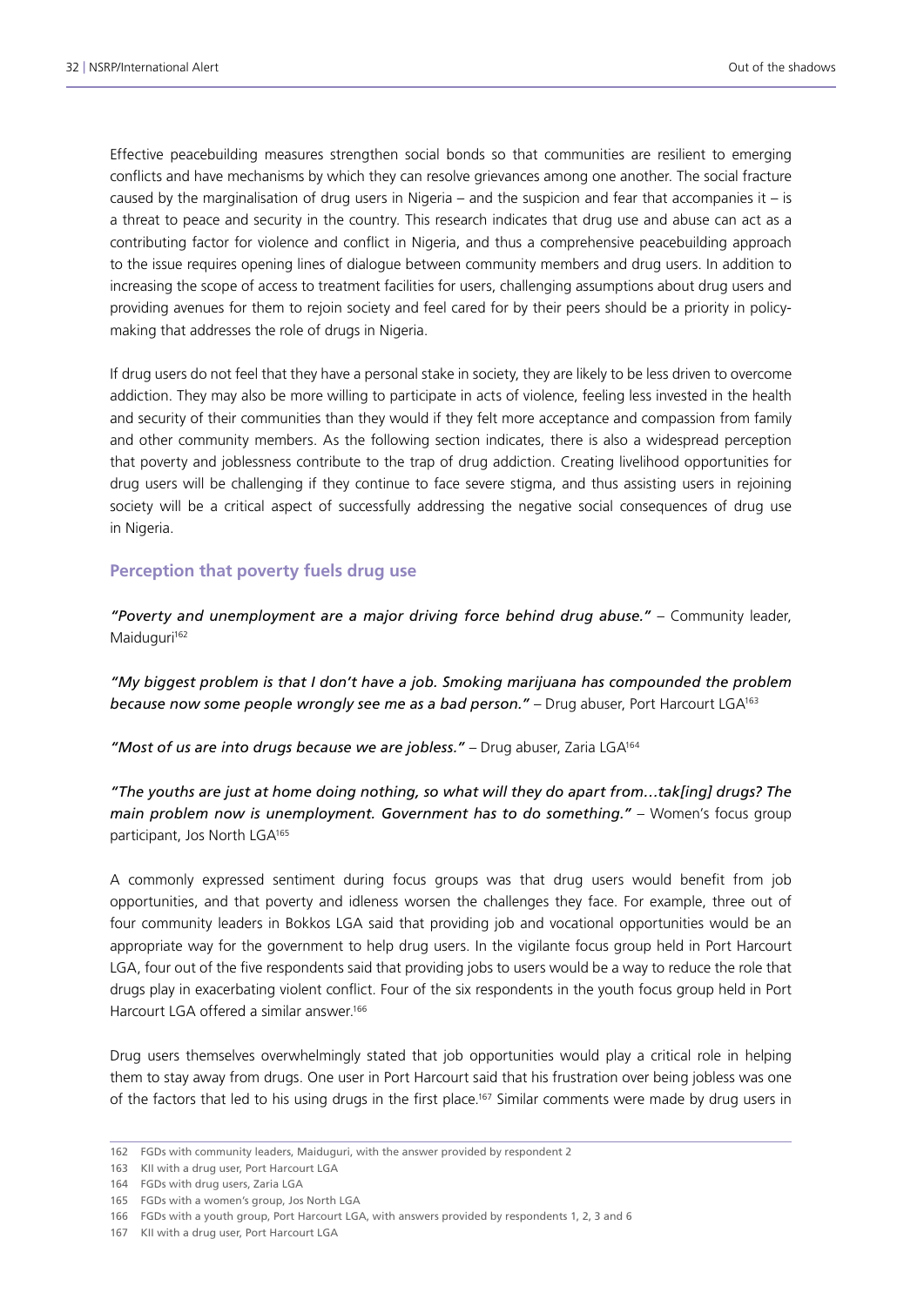Effective peacebuilding measures strengthen social bonds so that communities are resilient to emerging conflicts and have mechanisms by which they can resolve grievances among one another. The social fracture caused by the marginalisation of drug users in Nigeria – and the suspicion and fear that accompanies it – is a threat to peace and security in the country. This research indicates that drug use and abuse can act as a contributing factor for violence and conflict in Nigeria, and thus a comprehensive peacebuilding approach to the issue requires opening lines of dialogue between community members and drug users. In addition to increasing the scope of access to treatment facilities for users, challenging assumptions about drug users and providing avenues for them to rejoin society and feel cared for by their peers should be a priority in policy-making that addresses the role of drugs in Nigeria.

If drug users do not feel that they have a personal stake in society, they are likely to be less driven to overcome addiction. They may also be more willing to participate in acts of violence, feeling less invested in the health and security of their communities than they would if they felt more acceptance and compassion from family and other community members. As the following section indicates, there is also a widespread perception that poverty and joblessness contribute to the trap of drug addiction. Creating livelihood opportunities for drug users will be challenging if they continue to face severe stigma, and thus assisting users in rejoining society will be a critical aspect of successfully addressing the negative social consequences of drug use in Nigeria.

### Perception that poverty fuels drug use

***"Poverty and unemployment are a major driving force behind drug abuse."*** – Community leader, Maiduguri[162]

***"My biggest problem is that I don't have a job. Smoking marijuana has compounded the problem because now some people wrongly see me as a bad person."*** – Drug abuser, Port Harcourt LGA[163]

***"Most of us are into drugs because we are jobless."*** – Drug abuser, Zaria LGA[164]

***"The youths are just at home doing nothing, so what will they do apart from…tak[ing] drugs? The main problem now is unemployment. Government has to do something."*** – Women's focus group participant, Jos North LGA[165]

A commonly expressed sentiment during focus groups was that drug users would benefit from job opportunities, and that poverty and idleness worsen the challenges they face. For example, three out of four community leaders in Bokkos LGA said that providing job and vocational opportunities would be an appropriate way for the government to help drug users. In the vigilante focus group held in Port Harcourt LGA, four out of the five respondents said that providing jobs to users would be a way to reduce the role that drugs play in exacerbating violent conflict. Four of the six respondents in the youth focus group held in Port Harcourt LGA offered a similar answer.[166]

Drug users themselves overwhelmingly stated that job opportunities would play a critical role in helping them to stay away from drugs. One user in Port Harcourt said that his frustration over being jobless was one of the factors that led to his using drugs in the first place.[167] Similar comments were made by drug users in

---

162 FGDs with community leaders, Maiduguri, with the answer provided by respondent 2

163 KII with a drug user, Port Harcourt LGA

164 FGDs with drug users, Zaria LGA

165 FGDs with a women's group, Jos North LGA

166 FGDs with a youth group, Port Harcourt LGA, with answers provided by respondents 1, 2, 3 and 6

167 KII with a drug user, Port Harcourt LGA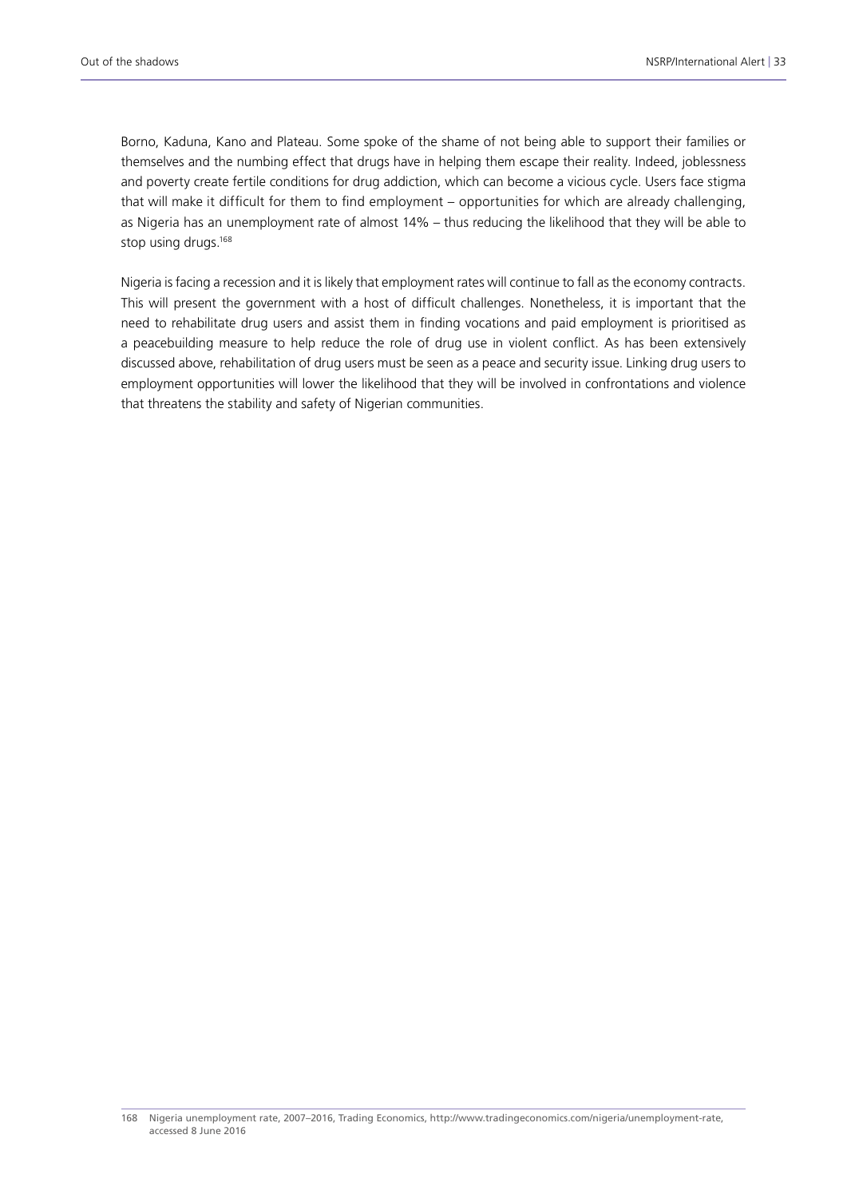Borno, Kaduna, Kano and Plateau. Some spoke of the shame of not being able to support their families or themselves and the numbing effect that drugs have in helping them escape their reality. Indeed, joblessness and poverty create fertile conditions for drug addiction, which can become a vicious cycle. Users face stigma that will make it difficult for them to find employment – opportunities for which are already challenging, as Nigeria has an unemployment rate of almost 14% – thus reducing the likelihood that they will be able to stop using drugs.[168]

Nigeria is facing a recession and it is likely that employment rates will continue to fall as the economy contracts. This will present the government with a host of difficult challenges. Nonetheless, it is important that the need to rehabilitate drug users and assist them in finding vocations and paid employment is prioritised as a peacebuilding measure to help reduce the role of drug use in violent conflict. As has been extensively discussed above, rehabilitation of drug users must be seen as a peace and security issue. Linking drug users to employment opportunities will lower the likelihood that they will be involved in confrontations and violence that threatens the stability and safety of Nigerian communities.

168 Nigeria unemployment rate, 2007–2016, Trading Economics, http://www.tradingeconomics.com/nigeria/unemployment-rate, accessed 8 June 2016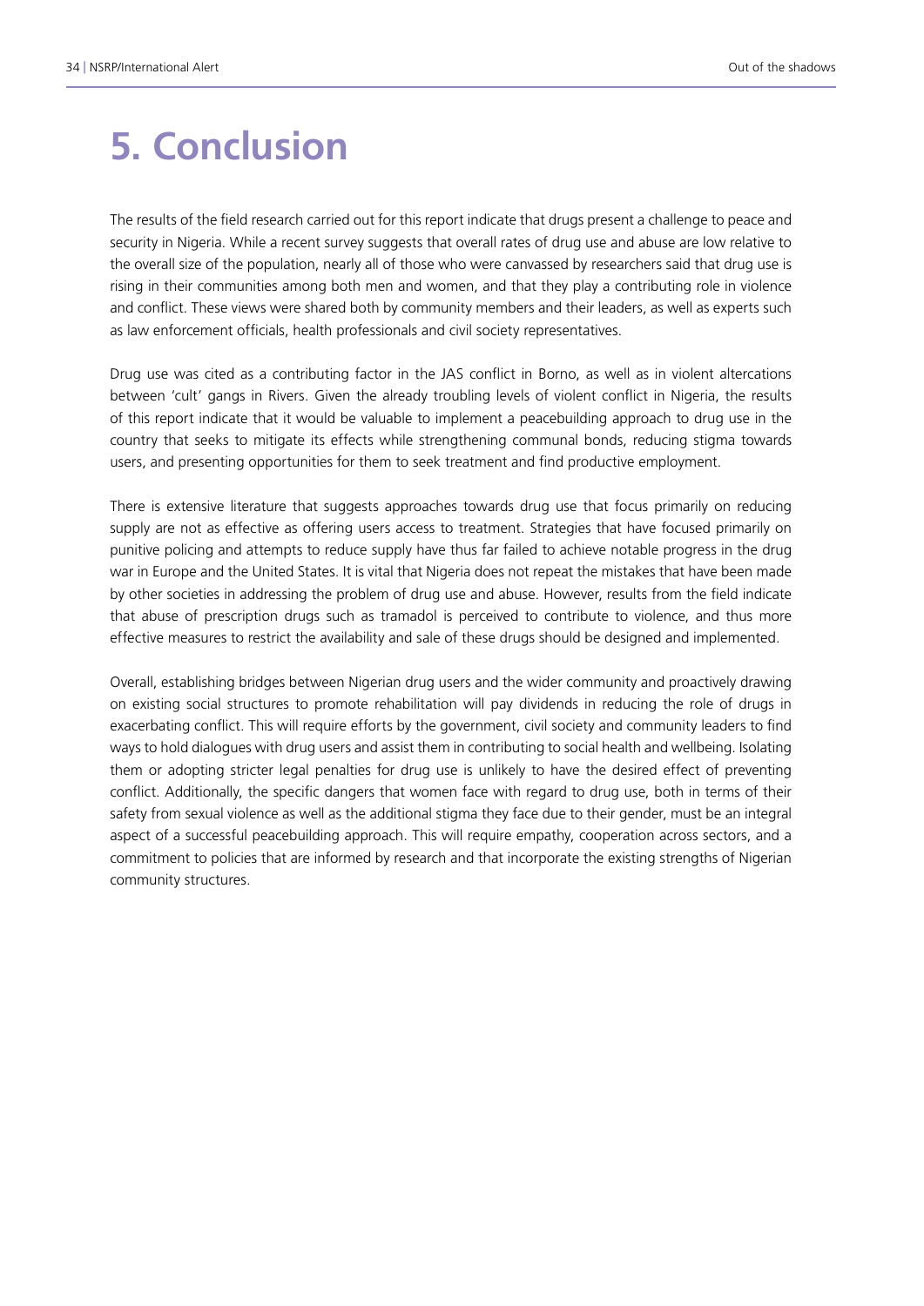# 5. Conclusion

The results of the field research carried out for this report indicate that drugs present a challenge to peace and security in Nigeria. While a recent survey suggests that overall rates of drug use and abuse are low relative to the overall size of the population, nearly all of those who were canvassed by researchers said that drug use is rising in their communities among both men and women, and that they play a contributing role in violence and conflict. These views were shared both by community members and their leaders, as well as experts such as law enforcement officials, health professionals and civil society representatives.

Drug use was cited as a contributing factor in the JAS conflict in Borno, as well as in violent altercations between 'cult' gangs in Rivers. Given the already troubling levels of violent conflict in Nigeria, the results of this report indicate that it would be valuable to implement a peacebuilding approach to drug use in the country that seeks to mitigate its effects while strengthening communal bonds, reducing stigma towards users, and presenting opportunities for them to seek treatment and find productive employment.

There is extensive literature that suggests approaches towards drug use that focus primarily on reducing supply are not as effective as offering users access to treatment. Strategies that have focused primarily on punitive policing and attempts to reduce supply have thus far failed to achieve notable progress in the drug war in Europe and the United States. It is vital that Nigeria does not repeat the mistakes that have been made by other societies in addressing the problem of drug use and abuse. However, results from the field indicate that abuse of prescription drugs such as tramadol is perceived to contribute to violence, and thus more effective measures to restrict the availability and sale of these drugs should be designed and implemented.

Overall, establishing bridges between Nigerian drug users and the wider community and proactively drawing on existing social structures to promote rehabilitation will pay dividends in reducing the role of drugs in exacerbating conflict. This will require efforts by the government, civil society and community leaders to find ways to hold dialogues with drug users and assist them in contributing to social health and wellbeing. Isolating them or adopting stricter legal penalties for drug use is unlikely to have the desired effect of preventing conflict. Additionally, the specific dangers that women face with regard to drug use, both in terms of their safety from sexual violence as well as the additional stigma they face due to their gender, must be an integral aspect of a successful peacebuilding approach. This will require empathy, cooperation across sectors, and a commitment to policies that are informed by research and that incorporate the existing strengths of Nigerian community structures.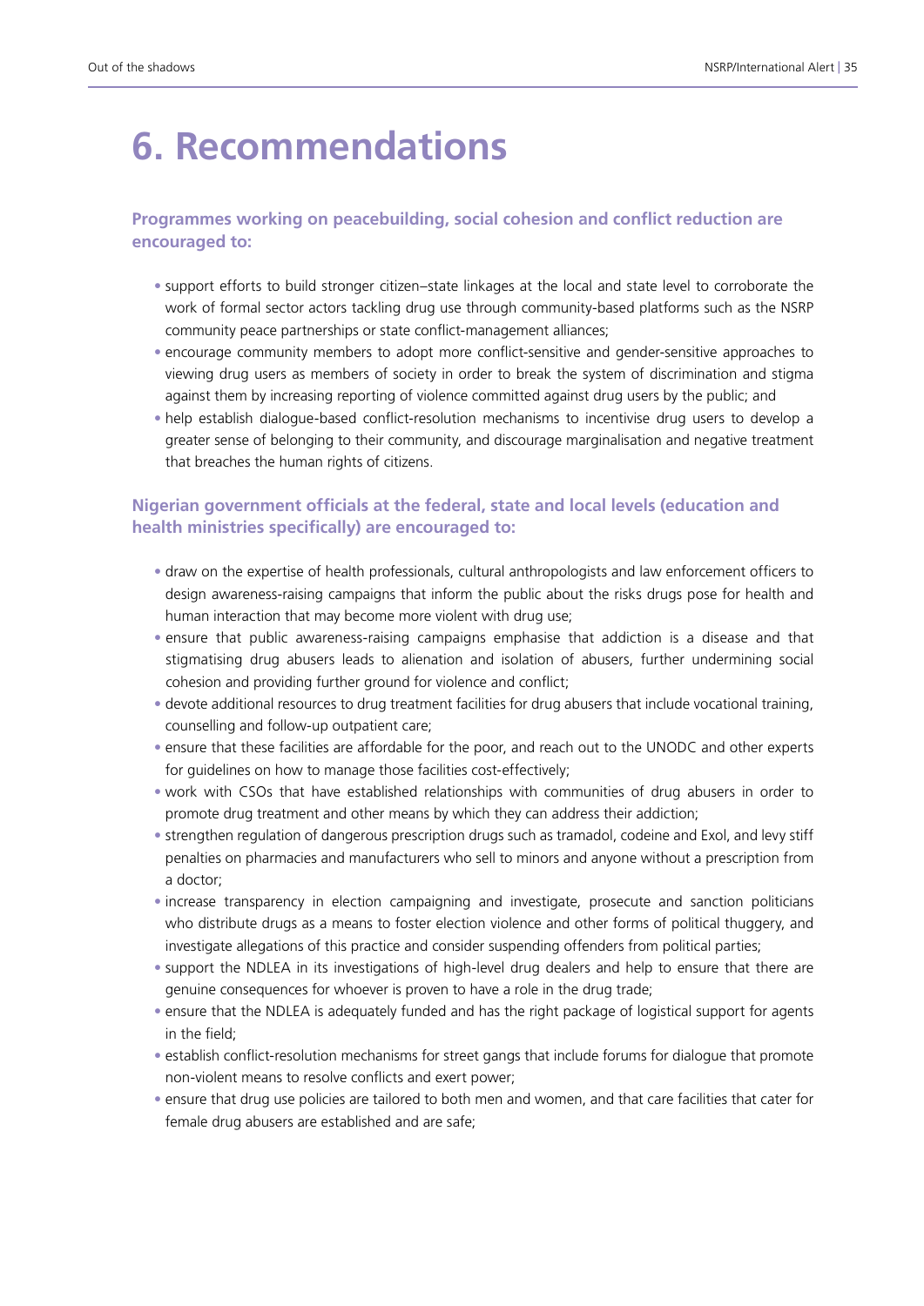# 6. Recommendations

### Programmes working on peacebuilding, social cohesion and conflict reduction are encouraged to:

- support efforts to build stronger citizen–state linkages at the local and state level to corroborate the work of formal sector actors tackling drug use through community-based platforms such as the NSRP community peace partnerships or state conflict-management alliances;
- encourage community members to adopt more conflict-sensitive and gender-sensitive approaches to viewing drug users as members of society in order to break the system of discrimination and stigma against them by increasing reporting of violence committed against drug users by the public; and
- help establish dialogue-based conflict-resolution mechanisms to incentivise drug users to develop a greater sense of belonging to their community, and discourage marginalisation and negative treatment that breaches the human rights of citizens.

### Nigerian government officials at the federal, state and local levels (education and health ministries specifically) are encouraged to:

- draw on the expertise of health professionals, cultural anthropologists and law enforcement officers to design awareness-raising campaigns that inform the public about the risks drugs pose for health and human interaction that may become more violent with drug use;
- ensure that public awareness-raising campaigns emphasise that addiction is a disease and that stigmatising drug abusers leads to alienation and isolation of abusers, further undermining social cohesion and providing further ground for violence and conflict;
- devote additional resources to drug treatment facilities for drug abusers that include vocational training, counselling and follow-up outpatient care;
- ensure that these facilities are affordable for the poor, and reach out to the UNODC and other experts for guidelines on how to manage those facilities cost-effectively;
- work with CSOs that have established relationships with communities of drug abusers in order to promote drug treatment and other means by which they can address their addiction;
- strengthen regulation of dangerous prescription drugs such as tramadol, codeine and Exol, and levy stiff penalties on pharmacies and manufacturers who sell to minors and anyone without a prescription from a doctor;
- increase transparency in election campaigning and investigate, prosecute and sanction politicians who distribute drugs as a means to foster election violence and other forms of political thuggery, and investigate allegations of this practice and consider suspending offenders from political parties;
- support the NDLEA in its investigations of high-level drug dealers and help to ensure that there are genuine consequences for whoever is proven to have a role in the drug trade;
- ensure that the NDLEA is adequately funded and has the right package of logistical support for agents in the field;
- establish conflict-resolution mechanisms for street gangs that include forums for dialogue that promote non-violent means to resolve conflicts and exert power;
- ensure that drug use policies are tailored to both men and women, and that care facilities that cater for female drug abusers are established and are safe;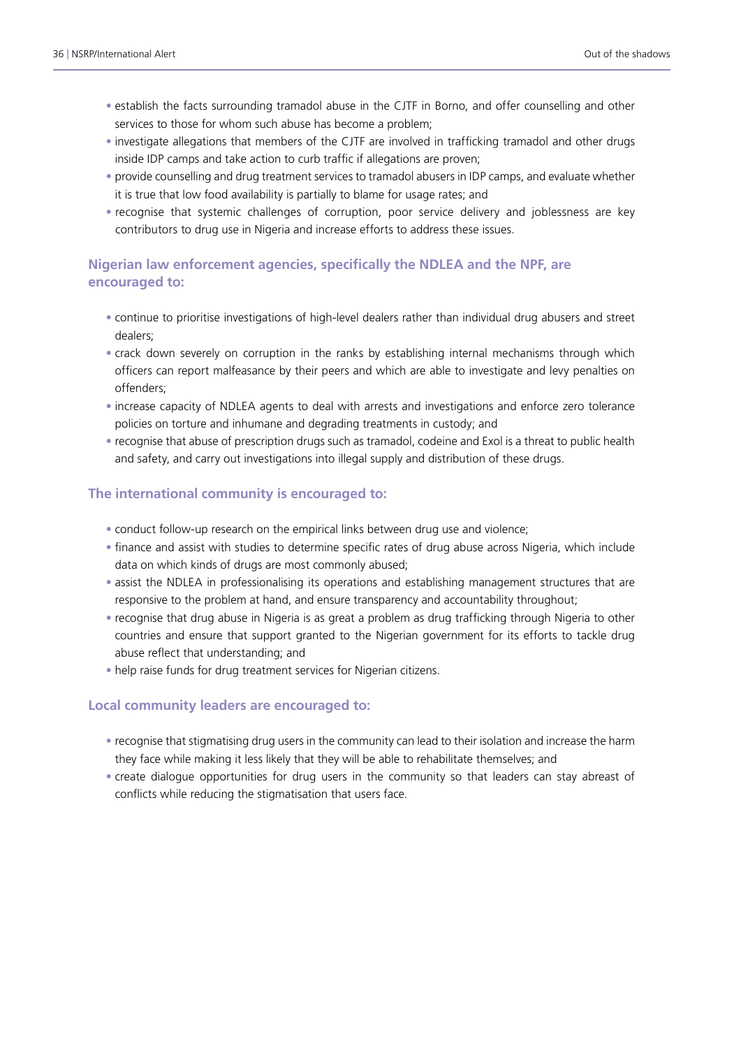- establish the facts surrounding tramadol abuse in the CJTF in Borno, and offer counselling and other services to those for whom such abuse has become a problem;
- investigate allegations that members of the CJTF are involved in trafficking tramadol and other drugs inside IDP camps and take action to curb traffic if allegations are proven;
- provide counselling and drug treatment services to tramadol abusers in IDP camps, and evaluate whether it is true that low food availability is partially to blame for usage rates; and
- recognise that systemic challenges of corruption, poor service delivery and joblessness are key contributors to drug use in Nigeria and increase efforts to address these issues.

### Nigerian law enforcement agencies, specifically the NDLEA and the NPF, are encouraged to:

- continue to prioritise investigations of high-level dealers rather than individual drug abusers and street dealers;
- crack down severely on corruption in the ranks by establishing internal mechanisms through which officers can report malfeasance by their peers and which are able to investigate and levy penalties on offenders;
- increase capacity of NDLEA agents to deal with arrests and investigations and enforce zero tolerance policies on torture and inhumane and degrading treatments in custody; and
- recognise that abuse of prescription drugs such as tramadol, codeine and Exol is a threat to public health and safety, and carry out investigations into illegal supply and distribution of these drugs.

### The international community is encouraged to:

- conduct follow-up research on the empirical links between drug use and violence;
- finance and assist with studies to determine specific rates of drug abuse across Nigeria, which include data on which kinds of drugs are most commonly abused;
- assist the NDLEA in professionalising its operations and establishing management structures that are responsive to the problem at hand, and ensure transparency and accountability throughout;
- recognise that drug abuse in Nigeria is as great a problem as drug trafficking through Nigeria to other countries and ensure that support granted to the Nigerian government for its efforts to tackle drug abuse reflect that understanding; and
- help raise funds for drug treatment services for Nigerian citizens.

### Local community leaders are encouraged to:

- recognise that stigmatising drug users in the community can lead to their isolation and increase the harm they face while making it less likely that they will be able to rehabilitate themselves; and
- create dialogue opportunities for drug users in the community so that leaders can stay abreast of conflicts while reducing the stigmatisation that users face.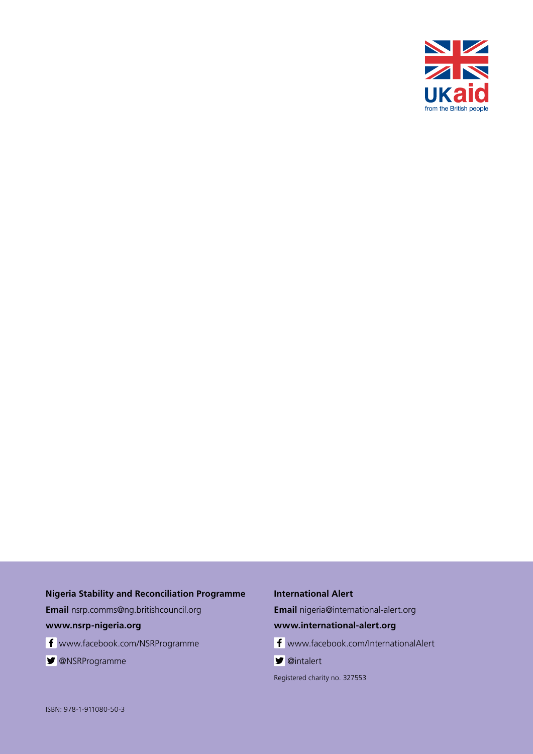UKaid
from the British people

**Nigeria Stability and Reconciliation Programme**

**Email** nsrp.comms@ng.britishcouncil.org

**www.nsrp-nigeria.org**

www.facebook.com/NSRProgramme

@NSRProgramme

**International Alert**

**Email** nigeria@international-alert.org

**www.international-alert.org**

www.facebook.com/InternationalAlert

@intalert

Registered charity no. 327553

ISBN: 978-1-911080-50-3